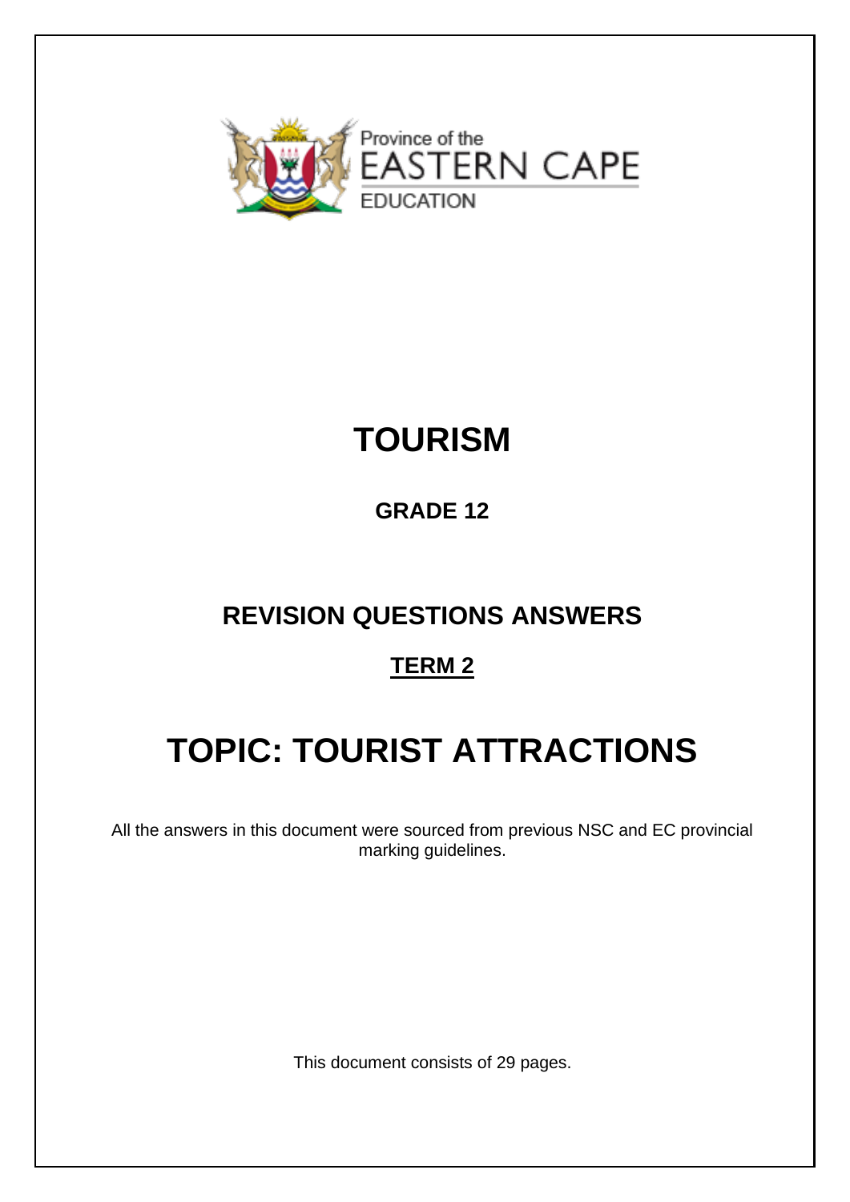Province of the
EASTERN CAPE
EDUCATION

# TOURISM

## GRADE 12

## REVISION QUESTIONS ANSWERS

## TERM 2

# TOPIC: TOURIST ATTRACTIONS

All the answers in this document were sourced from previous NSC and EC provincial marking guidelines.

This document consists of 29 pages.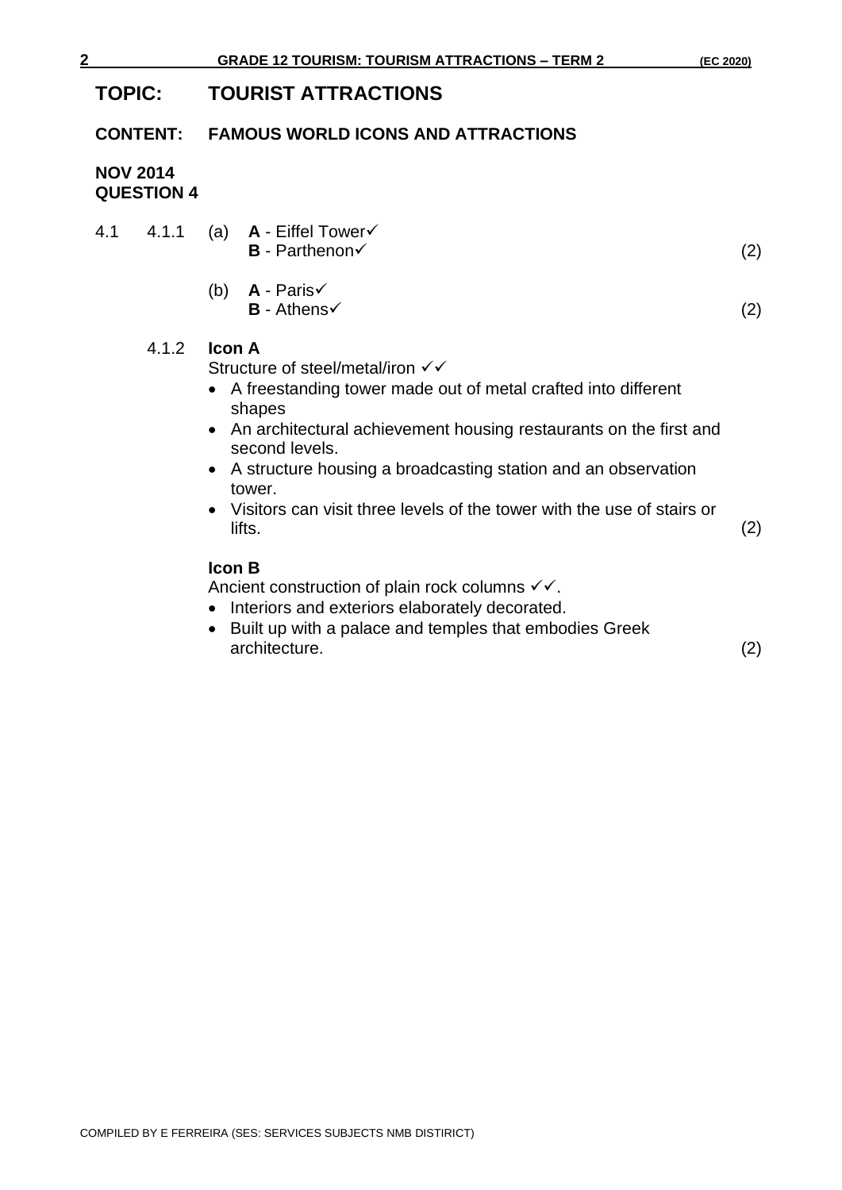## TOPIC: TOURIST ATTRACTIONS

### CONTENT: FAMOUS WORLD ICONS AND ATTRACTIONS

**NOV 2014**
**QUESTION 4**

4.1 4.1.1 (a) **A** - Eiffel Tower✓
**B** - Parthenon✓ (2)

(b) **A** - Paris✓
**B** - Athens✓ (2)

4.1.2 **Icon A**

Structure of steel/metal/iron ✓✓

- A freestanding tower made out of metal crafted into different shapes
- An architectural achievement housing restaurants on the first and second levels.
- A structure housing a broadcasting station and an observation tower.
- Visitors can visit three levels of the tower with the use of stairs or lifts. (2)

**Icon B**

Ancient construction of plain rock columns ✓✓.

- Interiors and exteriors elaborately decorated.
- Built up with a palace and temples that embodies Greek architecture. (2)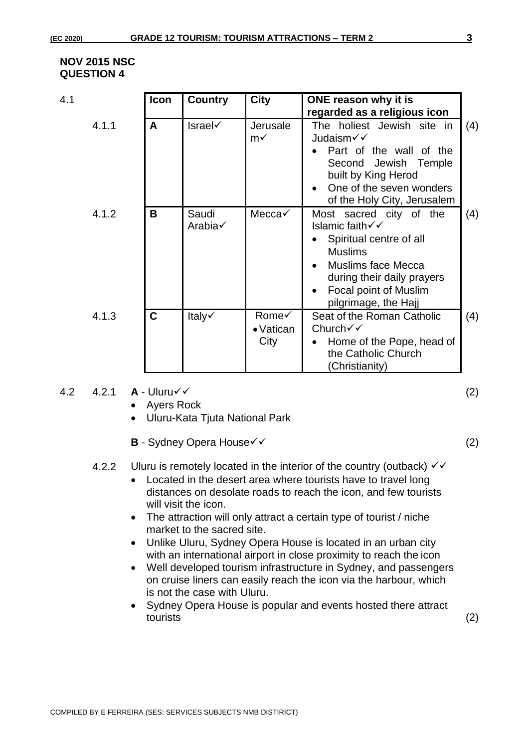**NOV 2015 NSC**
**QUESTION 4**

4.1

| | Icon | Country | City | ONE reason why it is regarded as a religious icon | |
|---|---|---|---|---|---|
| 4.1.1 | **A** | Israel✓ | Jerusalem✓ | The holiest Jewish site in Judaism✓✓ <br>• Part of the wall of the Second Jewish Temple built by King Herod <br>• One of the seven wonders of the Holy City, Jerusalem | (4) |
| 4.1.2 | **B** | Saudi Arabia✓ | Mecca✓ | Most sacred city of the Islamic faith✓✓ <br>• Spiritual centre of all Muslims <br>• Muslims face Mecca during their daily prayers <br>• Focal point of Muslim pilgrimage, the Hajj | (4) |
| 4.1.3 | **C** | Italy✓ | Rome✓ <br>• Vatican City | Seat of the Roman Catholic Church✓✓ <br>• Home of the Pope, head of the Catholic Church (Christianity) | (4) |

4.2 4.2.1 **A** - Uluru✓✓ (2)
- Ayers Rock
- Uluru-Kata Tjuta National Park

**B** - Sydney Opera House✓✓ (2)

4.2.2 Uluru is remotely located in the interior of the country (outback) ✓✓
- Located in the desert area where tourists have to travel long distances on desolate roads to reach the icon, and few tourists will visit the icon.
- The attraction will only attract a certain type of tourist / niche market to the sacred site.
- Unlike Uluru, Sydney Opera House is located in an urban city with an international airport in close proximity to reach the icon
- Well developed tourism infrastructure in Sydney, and passengers on cruise liners can easily reach the icon via the harbour, which is not the case with Uluru.
- Sydney Opera House is popular and events hosted there attract tourists (2)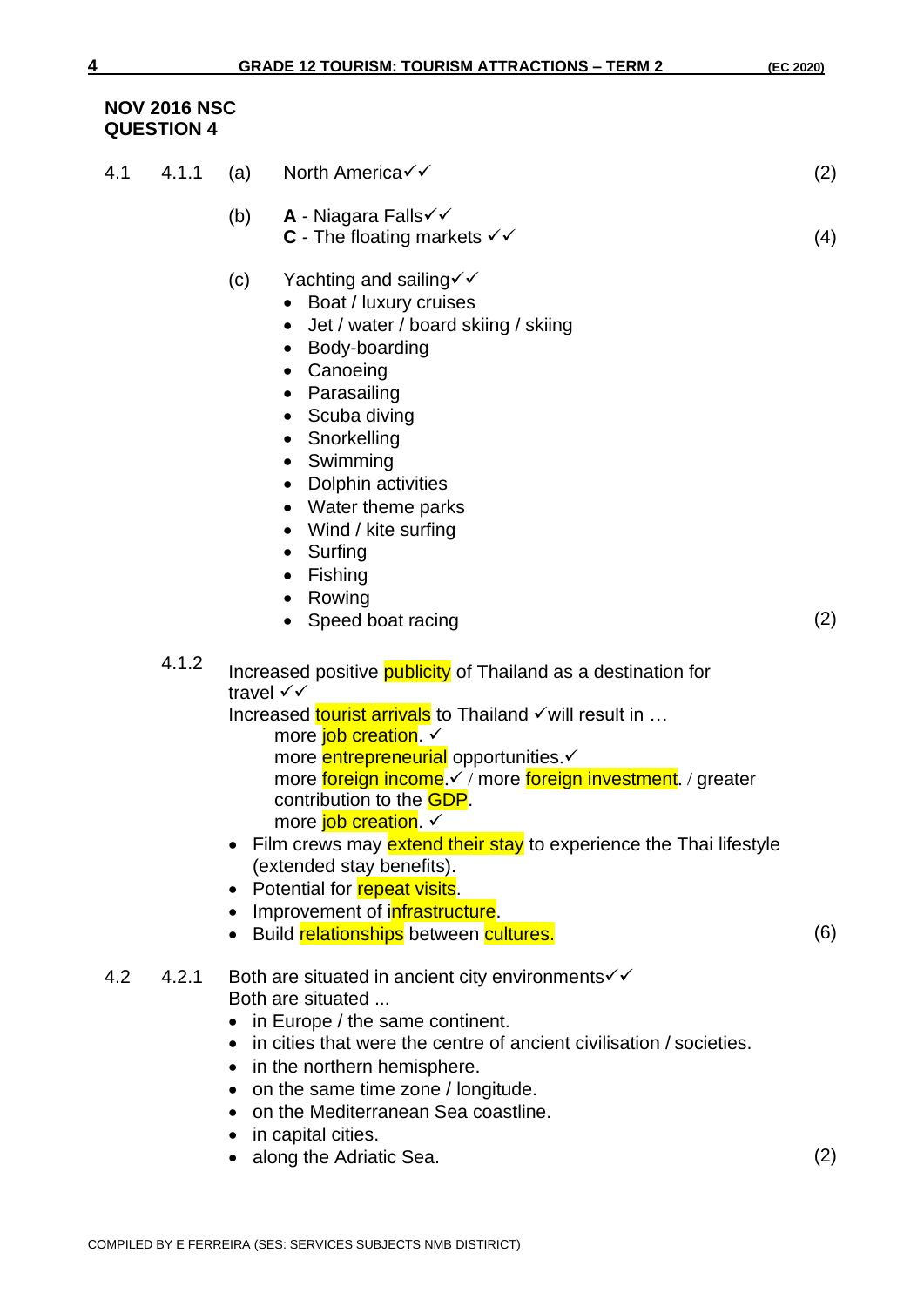**NOV 2016 NSC**
**QUESTION 4**

4.1 4.1.1 (a) North America✓✓ (2)

(b) **A** - Niagara Falls✓✓
**C** - The floating markets ✓✓ (4)

(c) Yachting and sailing✓✓
- Boat / luxury cruises
- Jet / water / board skiing / skiing
- Body-boarding
- Canoeing
- Parasailing
- Scuba diving
- Snorkelling
- Swimming
- Dolphin activities
- Water theme parks
- Wind / kite surfing
- Surfing
- Fishing
- Rowing
- Speed boat racing

(2)

4.1.2 Increased positive publicity of Thailand as a destination for travel ✓✓
Increased tourist arrivals to Thailand ✓will result in …
more job creation. ✓
more entrepreneurial opportunities.✓
more foreign income.✓ / more foreign investment. / greater contribution to the GDP.
more job creation. ✓
- Film crews may extend their stay to experience the Thai lifestyle (extended stay benefits).
- Potential for repeat visits.
- Improvement of infrastructure.
- Build relationships between cultures.

(6)

4.2 4.2.1 Both are situated in ancient city environments✓✓
Both are situated ...
- in Europe / the same continent.
- in cities that were the centre of ancient civilisation / societies.
- in the northern hemisphere.
- on the same time zone / longitude.
- on the Mediterranean Sea coastline.
- in capital cities.
- along the Adriatic Sea.

(2)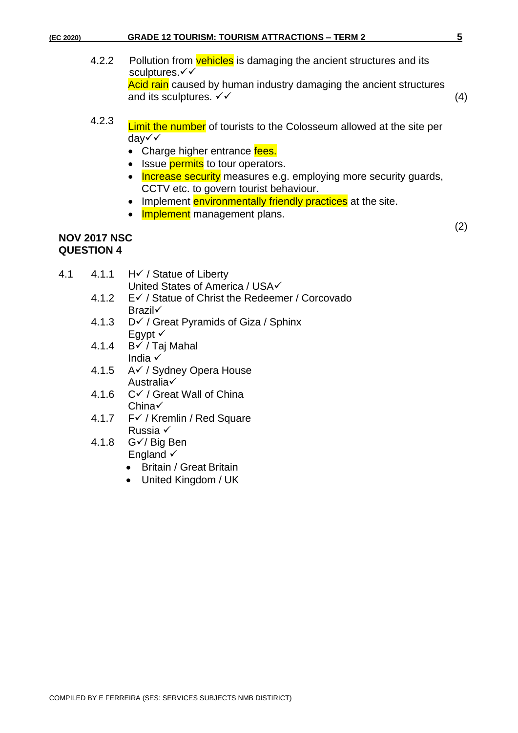4.2.2 Pollution from vehicles is damaging the ancient structures and its sculptures.✓✓
Acid rain caused by human industry damaging the ancient structures and its sculptures. ✓✓ (4)

4.2.3 Limit the number of tourists to the Colosseum allowed at the site per day✓✓

- Charge higher entrance fees.
- Issue permits to tour operators.
- Increase security measures e.g. employing more security guards, CCTV etc. to govern tourist behaviour.
- Implement environmentally friendly practices at the site.
- Implement management plans.

(2)

**NOV 2017 NSC**
**QUESTION 4**

4.1
- 4.1.1 H✓ / Statue of Liberty
  United States of America / USA✓
- 4.1.2 E✓ / Statue of Christ the Redeemer / Corcovado
  Brazil✓
- 4.1.3 D✓ / Great Pyramids of Giza / Sphinx
  Egypt ✓
- 4.1.4 B✓ / Taj Mahal
  India ✓
- 4.1.5 A✓ / Sydney Opera House
  Australia✓
- 4.1.6 C✓ / Great Wall of China
  China✓
- 4.1.7 F✓ / Kremlin / Red Square
  Russia ✓
- 4.1.8 G✓/ Big Ben
  England ✓
  - Britain / Great Britain
  - United Kingdom / UK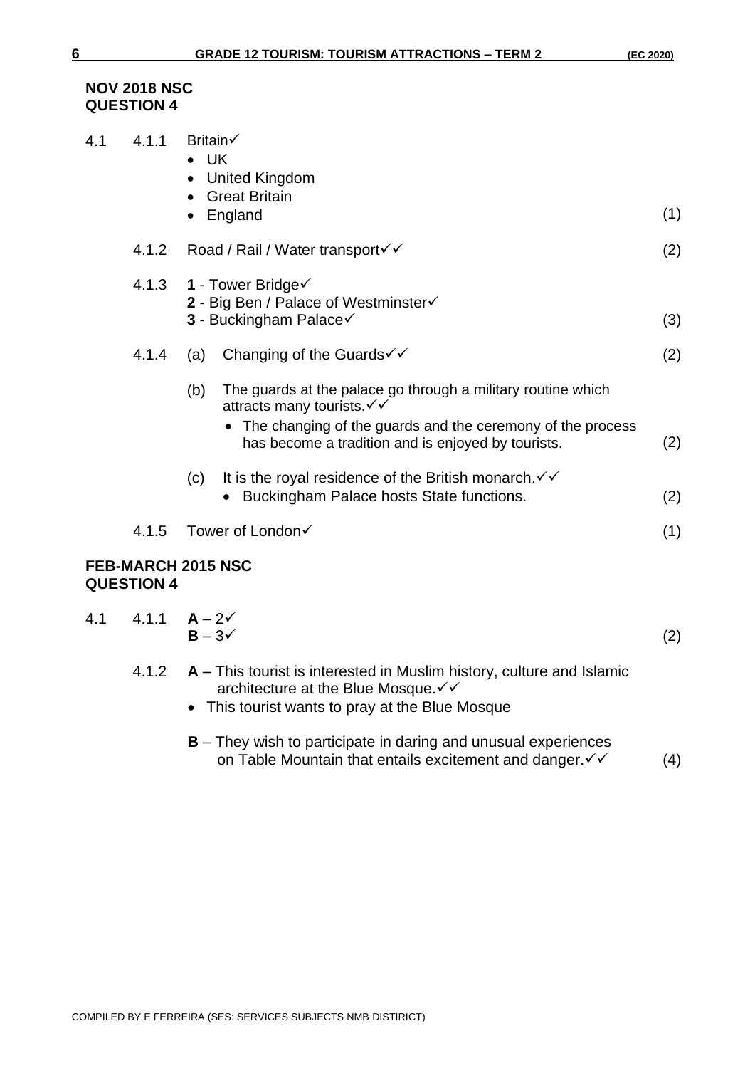**NOV 2018 NSC**
**QUESTION 4**

4.1 4.1.1 Britain✓
- UK
- United Kingdom
- Great Britain
- England (1)

4.1.2 Road / Rail / Water transport✓✓ (2)

4.1.3 **1** - Tower Bridge✓
**2** - Big Ben / Palace of Westminster✓
**3** - Buckingham Palace✓ (3)

4.1.4 (a) Changing of the Guards✓✓ (2)

(b) The guards at the palace go through a military routine which attracts many tourists.✓✓
- The changing of the guards and the ceremony of the process has become a tradition and is enjoyed by tourists. (2)

(c) It is the royal residence of the British monarch.✓✓
- Buckingham Palace hosts State functions. (2)

4.1.5 Tower of London✓ (1)

**FEB-MARCH 2015 NSC**
**QUESTION 4**

4.1 4.1.1 **A** – 2✓
**B** – 3✓ (2)

4.1.2 **A** – This tourist is interested in Muslim history, culture and Islamic architecture at the Blue Mosque.✓✓
- This tourist wants to pray at the Blue Mosque

**B** – They wish to participate in daring and unusual experiences on Table Mountain that entails excitement and danger.✓✓ (4)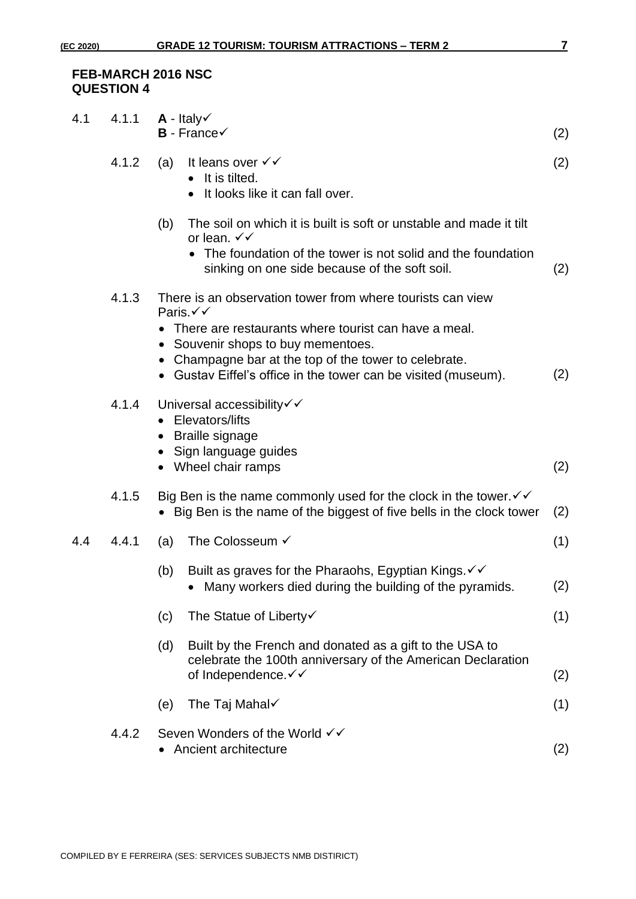**FEB-MARCH 2016 NSC**
**QUESTION 4**

4.1 4.1.1 **A** - Italy✓
**B** - France✓ (2)

4.1.2 (a) It leans over ✓✓ (2)
- It is tilted.
- It looks like it can fall over.

(b) The soil on which it is built is soft or unstable and made it tilt or lean. ✓✓
- The foundation of the tower is not solid and the foundation sinking on one side because of the soft soil. (2)

4.1.3 There is an observation tower from where tourists can view Paris.✓✓
- There are restaurants where tourist can have a meal.
- Souvenir shops to buy mementoes.
- Champagne bar at the top of the tower to celebrate.
- Gustav Eiffel's office in the tower can be visited (museum). (2)

4.1.4 Universal accessibility✓✓
- Elevators/lifts
- Braille signage
- Sign language guides
- Wheel chair ramps (2)

4.1.5 Big Ben is the name commonly used for the clock in the tower.✓✓
- Big Ben is the name of the biggest of five bells in the clock tower (2)

4.4 4.4.1 (a) The Colosseum ✓ (1)

(b) Built as graves for the Pharaohs, Egyptian Kings.✓✓
- Many workers died during the building of the pyramids. (2)

(c) The Statue of Liberty✓ (1)

(d) Built by the French and donated as a gift to the USA to celebrate the 100th anniversary of the American Declaration of Independence.✓✓ (2)

(e) The Taj Mahal✓ (1)

4.4.2 Seven Wonders of the World ✓✓
- Ancient architecture (2)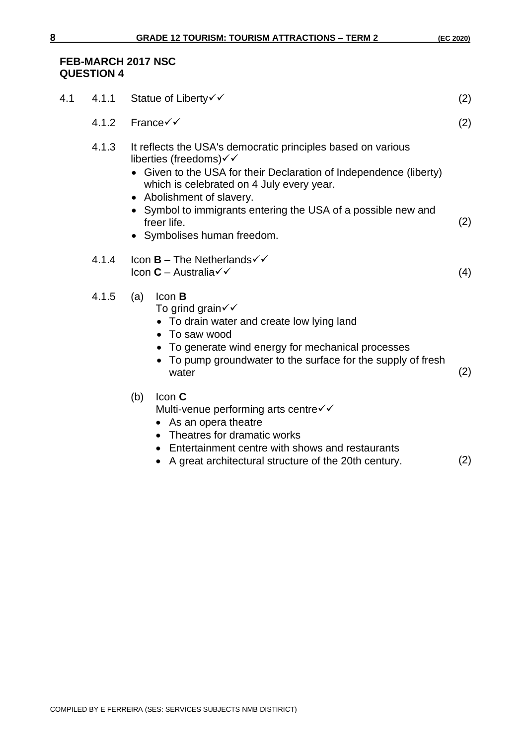**FEB-MARCH 2017 NSC**
**QUESTION 4**

4.1 4.1.1 Statue of Liberty✓✓ (2)

4.1.2 France✓✓ (2)

4.1.3 It reflects the USA's democratic principles based on various liberties (freedoms)✓✓

- Given to the USA for their Declaration of Independence (liberty) which is celebrated on 4 July every year.
- Abolishment of slavery.
- Symbol to immigrants entering the USA of a possible new and freer life.
- Symbolises human freedom.

(2)

4.1.4 Icon **B** – The Netherlands✓✓
Icon **C** – Australia✓✓ (4)

4.1.5 (a) Icon **B**
To grind grain✓✓

- To drain water and create low lying land
- To saw wood
- To generate wind energy for mechanical processes
- To pump groundwater to the surface for the supply of fresh water

(2)

(b) Icon **C**
Multi-venue performing arts centre✓✓

- As an opera theatre
- Theatres for dramatic works
- Entertainment centre with shows and restaurants
- A great architectural structure of the 20th century.

(2)

COMPILED BY E FERREIRA (SES: SERVICES SUBJECTS NMB DISTIRICT)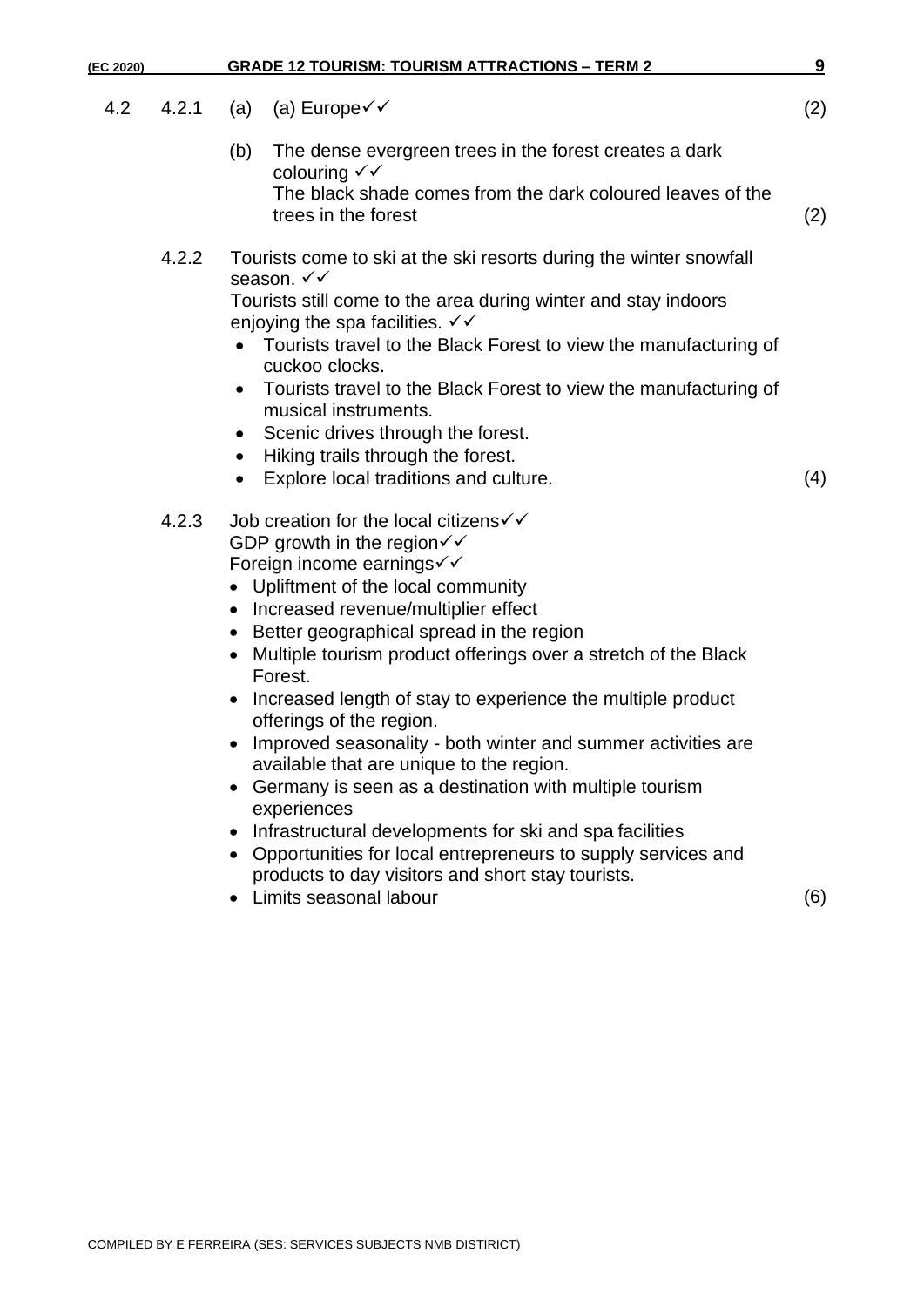4.2 4.2.1 (a) (a) Europe✓✓ (2)

(b) The dense evergreen trees in the forest creates a dark colouring ✓✓
The black shade comes from the dark coloured leaves of the trees in the forest (2)

4.2.2 Tourists come to ski at the ski resorts during the winter snowfall season. ✓✓
Tourists still come to the area during winter and stay indoors enjoying the spa facilities. ✓✓

- Tourists travel to the Black Forest to view the manufacturing of cuckoo clocks.
- Tourists travel to the Black Forest to view the manufacturing of musical instruments.
- Scenic drives through the forest.
- Hiking trails through the forest.
- Explore local traditions and culture. (4)

4.2.3 Job creation for the local citizens✓✓
GDP growth in the region✓✓
Foreign income earnings✓✓

- Upliftment of the local community
- Increased revenue/multiplier effect
- Better geographical spread in the region
- Multiple tourism product offerings over a stretch of the Black Forest.
- Increased length of stay to experience the multiple product offerings of the region.
- Improved seasonality - both winter and summer activities are available that are unique to the region.
- Germany is seen as a destination with multiple tourism experiences
- Infrastructural developments for ski and spa facilities
- Opportunities for local entrepreneurs to supply services and products to day visitors and short stay tourists.
- Limits seasonal labour (6)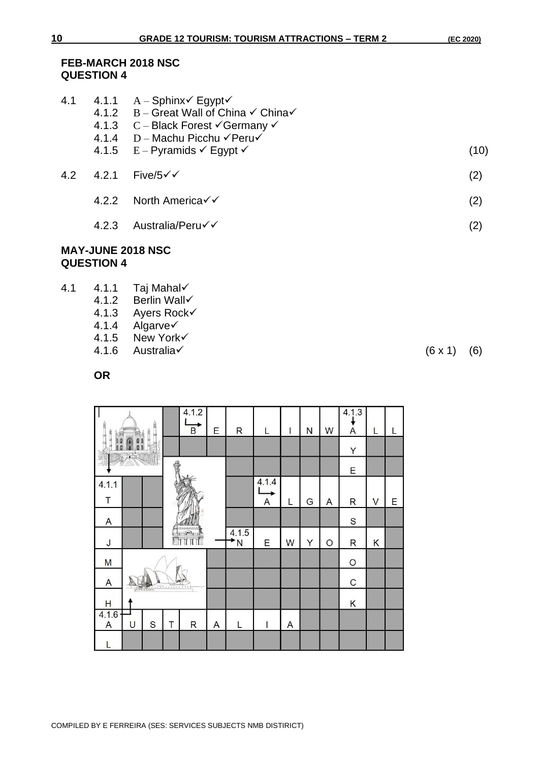**FEB-MARCH 2018 NSC**
**QUESTION 4**

4.1
- 4.1.1 A – Sphinx✓ Egypt✓
- 4.1.2 B – Great Wall of China ✓ China✓
- 4.1.3 C – Black Forest ✓Germany ✓
- 4.1.4 D – Machu Picchu ✓Peru✓
- 4.1.5 E – Pyramids ✓ Egypt ✓ (10)

4.2
- 4.2.1 Five/5✓✓ (2)
- 4.2.2 North America✓✓ (2)
- 4.2.3 Australia/Peru✓✓ (2)

**MAY-JUNE 2018 NSC**
**QUESTION 4**

4.1
- 4.1.1 Taj Mahal✓
- 4.1.2 Berlin Wall✓
- 4.1.3 Ayers Rock✓
- 4.1.4 Algarve✓
- 4.1.5 New York✓
- 4.1.6 Australia✓ (6 x 1) (6)

**OR**

|  |  |  |  | 4.1.2 → B | E | R | L | I | N | W | 4.1.3 ↓ A | L | L |
|---|---|---|---|---|---|---|---|---|---|---|---|---|---|
|  |  |  |  |  |  |  |  |  |  |  | Y |  |  |
|  |  |  |  |  |  |  |  |  |  |  | E |  |  |
| 4.1.1 T |  |  |  |  |  |  | 4.1.4 → A | L | G | A | R | V | E |
| A |  |  |  |  |  |  |  |  |  |  | S |  |  |
| J |  |  |  |  |  | 4.1.5 → N | E | W | Y | O | R | K |  |
| M |  |  |  |  |  |  |  |  |  |  | O |  |  |
| A |  |  |  |  |  |  |  |  |  |  | C |  |  |
| H |  |  |  |  |  |  |  |  |  |  | K |  |  |
| 4.1.6 A | U | S | T | R | A | L | I | A |  |  |  |  |  |
| L |  |  |  |  |  |  |  |  |  |  |  |  |  |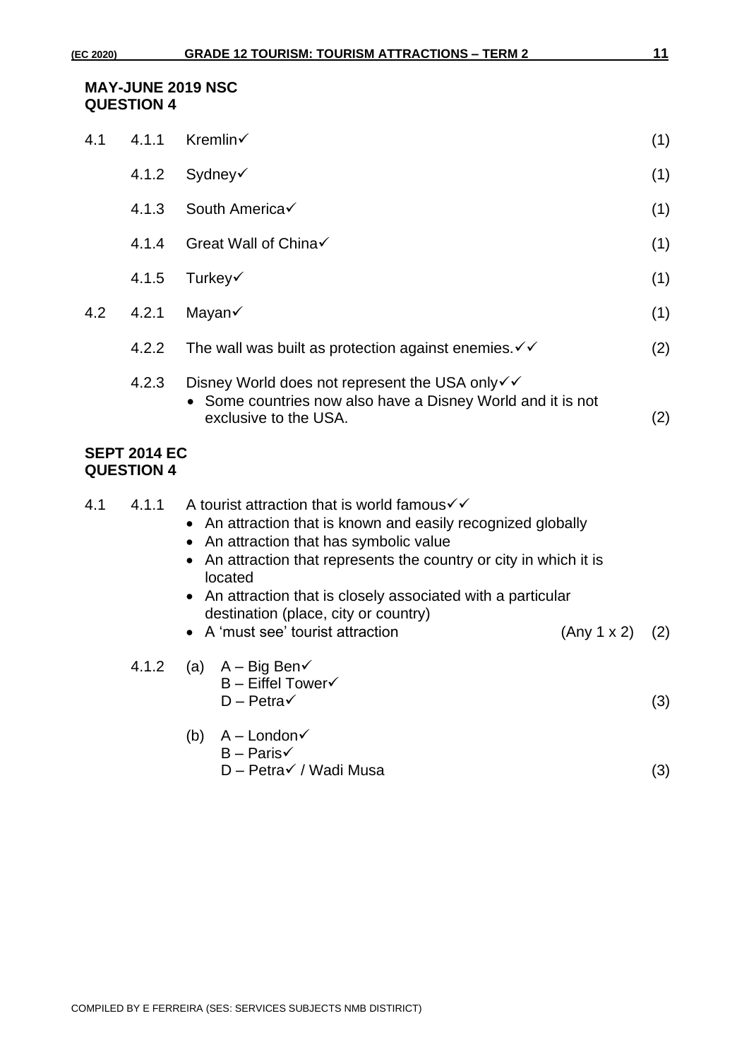**MAY-JUNE 2019 NSC**
**QUESTION 4**

| | | | |
|---|---|---|---|
| 4.1 | 4.1.1 | Kremlin✓ | (1) |
| | 4.1.2 | Sydney✓ | (1) |
| | 4.1.3 | South America✓ | (1) |
| | 4.1.4 | Great Wall of China✓ | (1) |
| | 4.1.5 | Turkey✓ | (1) |
| 4.2 | 4.2.1 | Mayan✓ | (1) |
| | 4.2.2 | The wall was built as protection against enemies.✓✓ | (2) |
| | 4.2.3 | Disney World does not represent the USA only✓✓<br>• Some countries now also have a Disney World and it is not exclusive to the USA. | (2) |

**SEPT 2014 EC**
**QUESTION 4**

4.1 4.1.1 A tourist attraction that is world famous✓✓

- An attraction that is known and easily recognized globally
- An attraction that has symbolic value
- An attraction that represents the country or city in which it is located
- An attraction that is closely associated with a particular destination (place, city or country)
- A 'must see' tourist attraction (Any 1 x 2) (2)

4.1.2 (a) A – Big Ben✓
B – Eiffel Tower✓
D – Petra✓ (3)

(b) A – London✓
B – Paris✓
D – Petra✓ / Wadi Musa (3)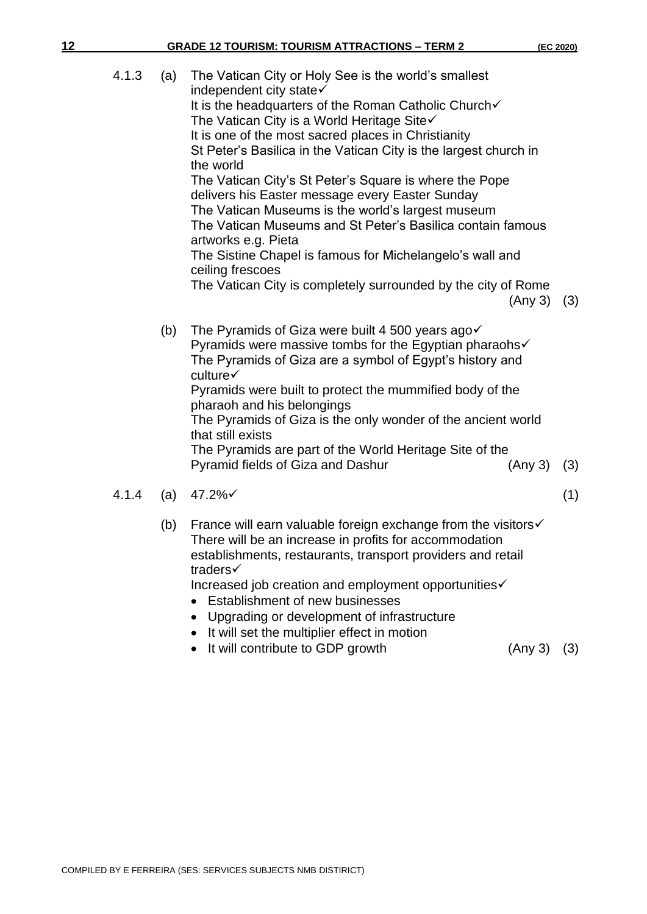4.1.3 (a) The Vatican City or Holy See is the world's smallest independent city state✓
It is the headquarters of the Roman Catholic Church✓
The Vatican City is a World Heritage Site✓
It is one of the most sacred places in Christianity
St Peter's Basilica in the Vatican City is the largest church in the world
The Vatican City's St Peter's Square is where the Pope delivers his Easter message every Easter Sunday
The Vatican Museums is the world's largest museum
The Vatican Museums and St Peter's Basilica contain famous artworks e.g. Pieta
The Sistine Chapel is famous for Michelangelo's wall and ceiling frescoes
The Vatican City is completely surrounded by the city of Rome (Any 3) (3)

(b) The Pyramids of Giza were built 4 500 years ago✓
Pyramids were massive tombs for the Egyptian pharaohs✓
The Pyramids of Giza are a symbol of Egypt's history and culture✓
Pyramids were built to protect the mummified body of the pharaoh and his belongings
The Pyramids of Giza is the only wonder of the ancient world that still exists
The Pyramids are part of the World Heritage Site of the Pyramid fields of Giza and Dashur (Any 3) (3)

4.1.4 (a) 47.2%✓ (1)

(b) France will earn valuable foreign exchange from the visitors✓
There will be an increase in profits for accommodation establishments, restaurants, transport providers and retail traders✓
Increased job creation and employment opportunities✓

- Establishment of new businesses
- Upgrading or development of infrastructure
- It will set the multiplier effect in motion
- It will contribute to GDP growth (Any 3) (3)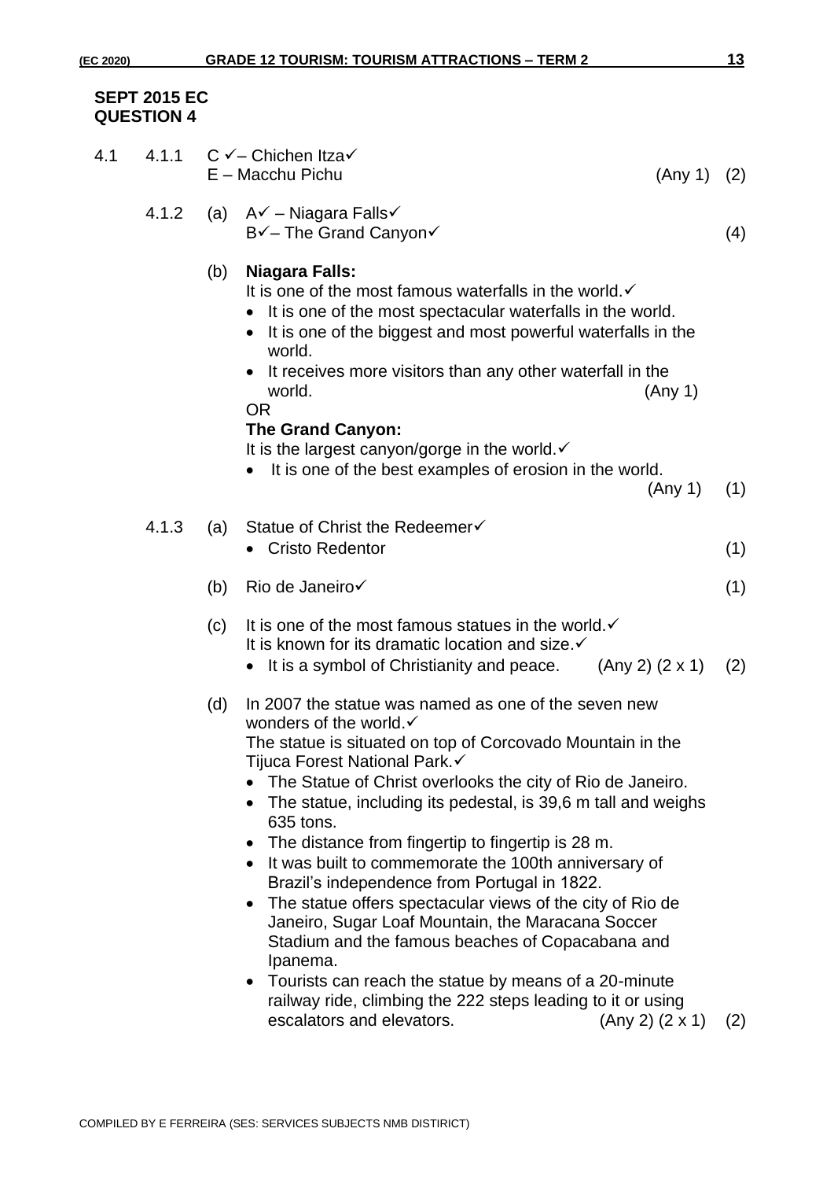**SEPT 2015 EC**
**QUESTION 4**

4.1 4.1.1 C ✓– Chichen Itza✓
E – Macchu Pichu (Any 1) (2)

4.1.2 (a) A✓ – Niagara Falls✓
B✓– The Grand Canyon✓ (4)

(b) **Niagara Falls:**
It is one of the most famous waterfalls in the world.✓

- It is one of the most spectacular waterfalls in the world.
- It is one of the biggest and most powerful waterfalls in the world.
- It receives more visitors than any other waterfall in the world. (Any 1)

OR

**The Grand Canyon:**
It is the largest canyon/gorge in the world.✓

- It is one of the best examples of erosion in the world.

(Any 1) (1)

4.1.3 (a) Statue of Christ the Redeemer✓

- Cristo Redentor (1)

(b) Rio de Janeiro✓ (1)

(c) It is one of the most famous statues in the world.✓
It is known for its dramatic location and size.✓

- It is a symbol of Christianity and peace. (Any 2) (2 x 1) (2)

(d) In 2007 the statue was named as one of the seven new wonders of the world.✓
The statue is situated on top of Corcovado Mountain in the Tijuca Forest National Park.✓

- The Statue of Christ overlooks the city of Rio de Janeiro.
- The statue, including its pedestal, is 39,6 m tall and weighs 635 tons.
- The distance from fingertip to fingertip is 28 m.
- It was built to commemorate the 100th anniversary of Brazil's independence from Portugal in 1822.
- The statue offers spectacular views of the city of Rio de Janeiro, Sugar Loaf Mountain, the Maracana Soccer Stadium and the famous beaches of Copacabana and Ipanema.
- Tourists can reach the statue by means of a 20-minute railway ride, climbing the 222 steps leading to it or using escalators and elevators. (Any 2) (2 x 1) (2)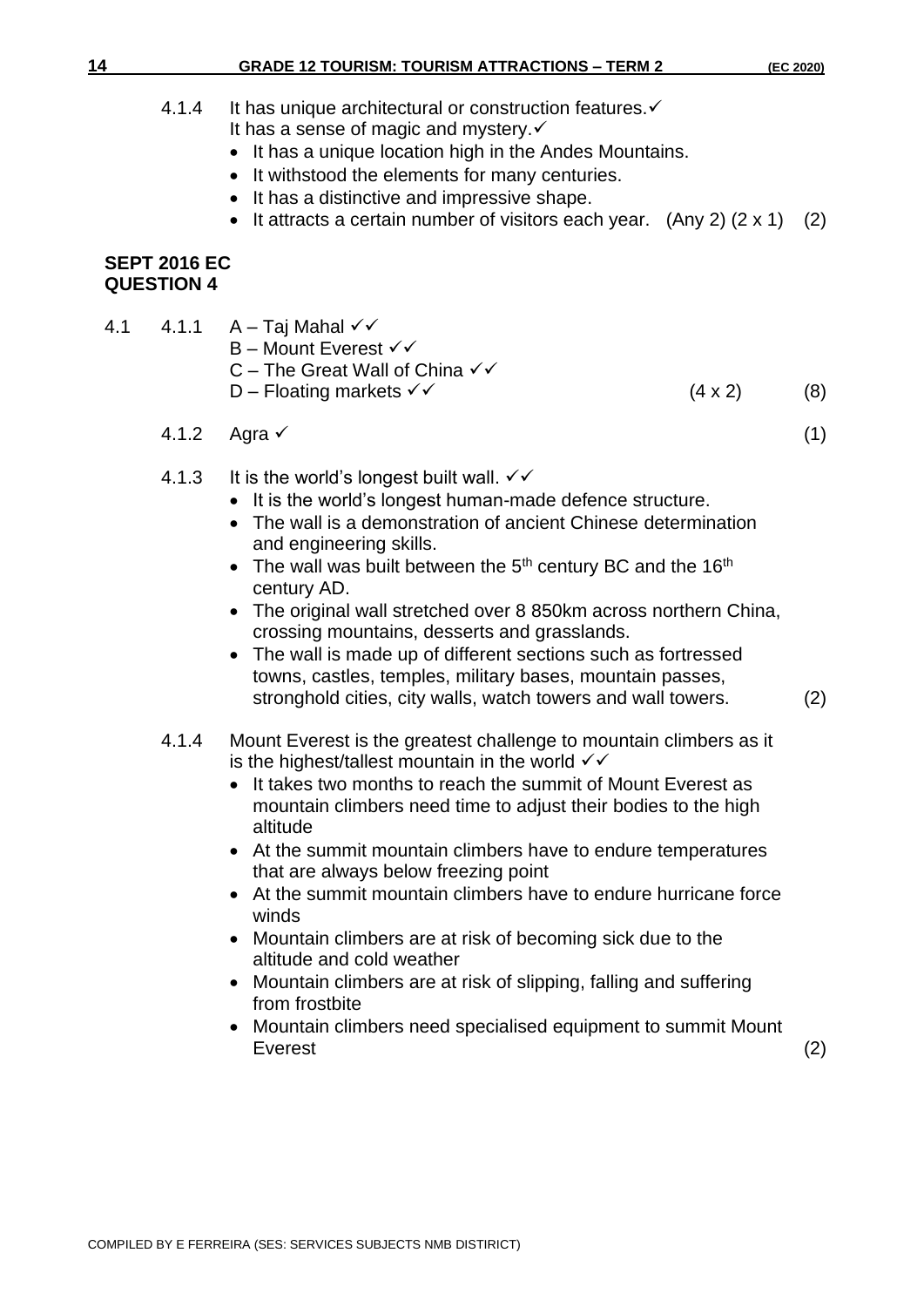4.1.4 It has unique architectural or construction features.✓
It has a sense of magic and mystery.✓

- It has a unique location high in the Andes Mountains.
- It withstood the elements for many centuries.
- It has a distinctive and impressive shape.
- It attracts a certain number of visitors each year. (Any 2) (2 x 1) (2)

**SEPT 2016 EC**
**QUESTION 4**

4.1 4.1.1 A – Taj Mahal ✓✓
B – Mount Everest ✓✓
C – The Great Wall of China ✓✓
D – Floating markets ✓✓ (4 x 2) (8)

4.1.2 Agra ✓ (1)

4.1.3 It is the world's longest built wall. ✓✓

- It is the world's longest human-made defence structure.
- The wall is a demonstration of ancient Chinese determination and engineering skills.
- The wall was built between the 5th century BC and the 16th century AD.
- The original wall stretched over 8 850km across northern China, crossing mountains, desserts and grasslands.
- The wall is made up of different sections such as fortressed towns, castles, temples, military bases, mountain passes, stronghold cities, city walls, watch towers and wall towers. (2)

4.1.4 Mount Everest is the greatest challenge to mountain climbers as it is the highest/tallest mountain in the world ✓✓

- It takes two months to reach the summit of Mount Everest as mountain climbers need time to adjust their bodies to the high altitude
- At the summit mountain climbers have to endure temperatures that are always below freezing point
- At the summit mountain climbers have to endure hurricane force winds
- Mountain climbers are at risk of becoming sick due to the altitude and cold weather
- Mountain climbers are at risk of slipping, falling and suffering from frostbite
- Mountain climbers need specialised equipment to summit Mount Everest (2)

COMPILED BY E FERREIRA (SES: SERVICES SUBJECTS NMB DISTIRICT)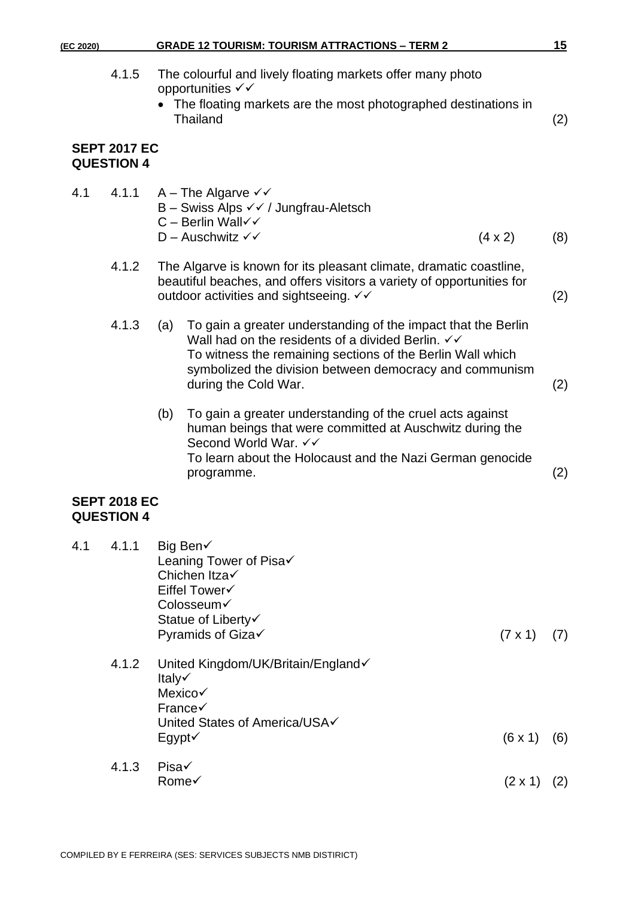4.1.5 The colourful and lively floating markets offer many photo opportunities ✓✓

- The floating markets are the most photographed destinations in Thailand (2)

**SEPT 2017 EC**
**QUESTION 4**

4.1 4.1.1 A – The Algarve ✓✓
B – Swiss Alps ✓✓ / Jungfrau-Aletsch
C – Berlin Wall✓✓
D – Auschwitz ✓✓ (4 x 2) (8)

4.1.2 The Algarve is known for its pleasant climate, dramatic coastline, beautiful beaches, and offers visitors a variety of opportunities for outdoor activities and sightseeing. ✓✓ (2)

4.1.3 (a) To gain a greater understanding of the impact that the Berlin Wall had on the residents of a divided Berlin. ✓✓
To witness the remaining sections of the Berlin Wall which symbolized the division between democracy and communism during the Cold War. (2)

(b) To gain a greater understanding of the cruel acts against human beings that were committed at Auschwitz during the Second World War. ✓✓
To learn about the Holocaust and the Nazi German genocide programme. (2)

**SEPT 2018 EC**
**QUESTION 4**

4.1 4.1.1 Big Ben✓
Leaning Tower of Pisa✓
Chichen Itza✓
Eiffel Tower✓
Colosseum✓
Statue of Liberty✓
Pyramids of Giza✓ (7 x 1) (7)

4.1.2 United Kingdom/UK/Britain/England✓
Italy✓
Mexico✓
France✓
United States of America/USA✓
Egypt✓ (6 x 1) (6)

4.1.3 Pisa✓
Rome✓ (2 x 1) (2)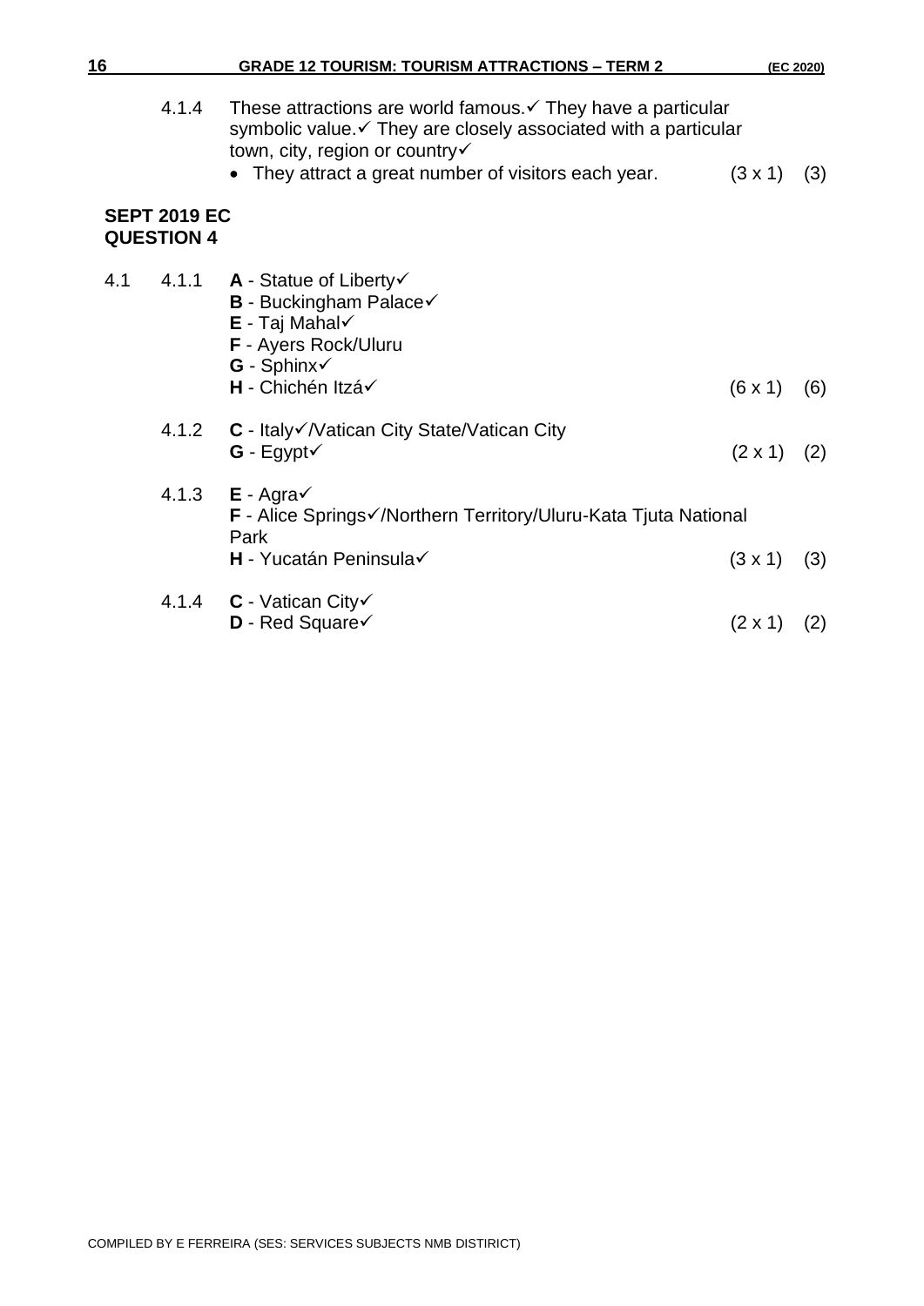4.1.4 These attractions are world famous.✓ They have a particular symbolic value.✓ They are closely associated with a particular town, city, region or country✓

- They attract a great number of visitors each year. (3 x 1) (3)

**SEPT 2019 EC**
**QUESTION 4**

4.1 4.1.1 **A** - Statue of Liberty✓
**B** - Buckingham Palace✓
**E** - Taj Mahal✓
**F** - Ayers Rock/Uluru
**G** - Sphinx✓
**H** - Chichén Itzá✓ (6 x 1) (6)

4.1.2 **C** - Italy✓/Vatican City State/Vatican City
**G** - Egypt✓ (2 x 1) (2)

4.1.3 **E** - Agra✓
**F** - Alice Springs✓/Northern Territory/Uluru-Kata Tjuta National Park
**H** - Yucatán Peninsula✓ (3 x 1) (3)

4.1.4 **C** - Vatican City✓
**D** - Red Square✓ (2 x 1) (2)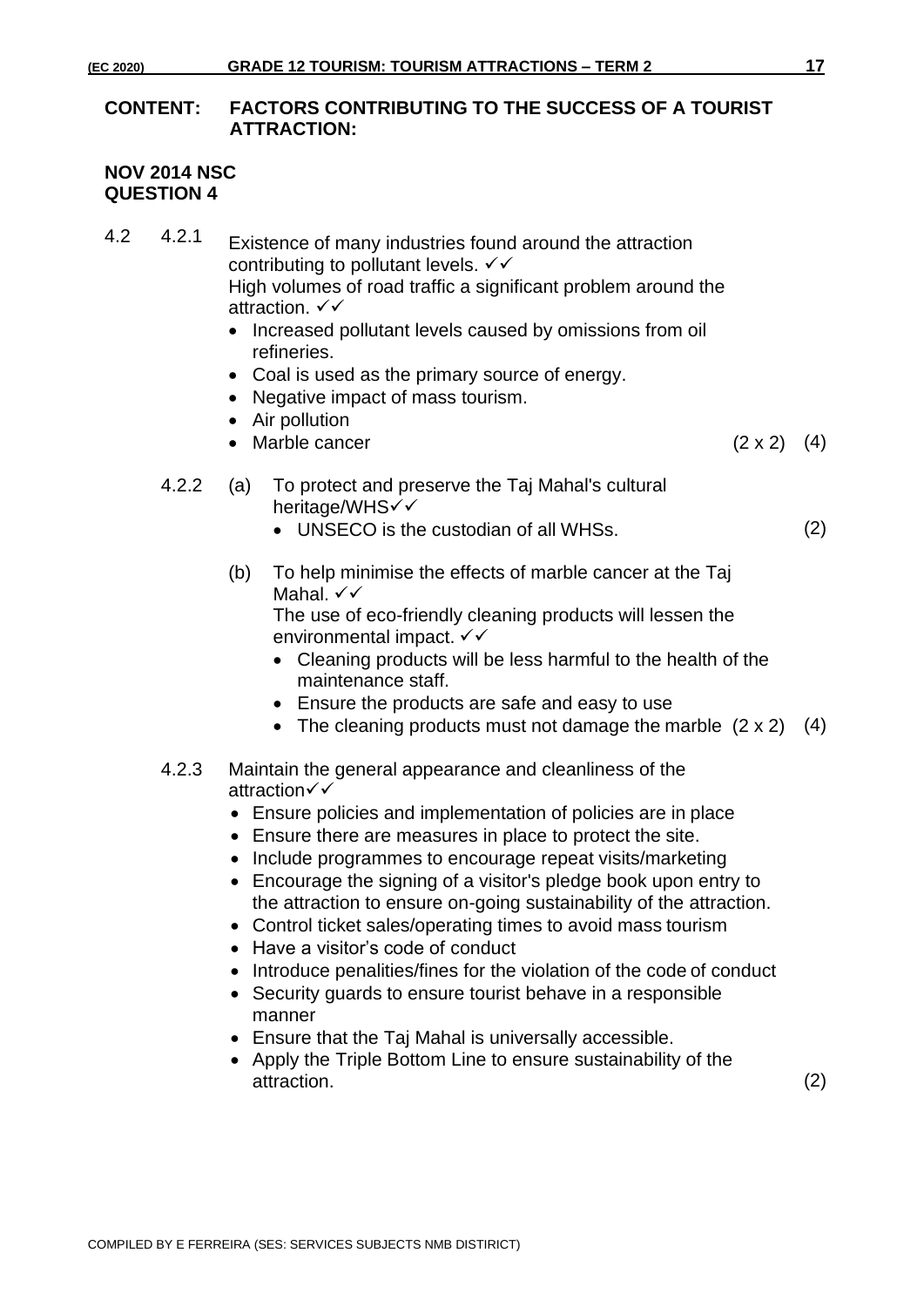**CONTENT: FACTORS CONTRIBUTING TO THE SUCCESS OF A TOURIST ATTRACTION:**

**NOV 2014 NSC QUESTION 4**

4.2 4.2.1 Existence of many industries found around the attraction contributing to pollutant levels. ✓✓
High volumes of road traffic a significant problem around the attraction. ✓✓

- Increased pollutant levels caused by omissions from oil refineries.
- Coal is used as the primary source of energy.
- Negative impact of mass tourism.
- Air pollution
- Marble cancer (2 x 2) (4)

4.2.2 (a) To protect and preserve the Taj Mahal's cultural heritage/WHS✓✓

- UNSECO is the custodian of all WHSs. (2)

(b) To help minimise the effects of marble cancer at the Taj Mahal. ✓✓
The use of eco-friendly cleaning products will lessen the environmental impact. ✓✓

- Cleaning products will be less harmful to the health of the maintenance staff.
- Ensure the products are safe and easy to use
- The cleaning products must not damage the marble (2 x 2) (4)

4.2.3 Maintain the general appearance and cleanliness of the attraction✓✓

- Ensure policies and implementation of policies are in place
- Ensure there are measures in place to protect the site.
- Include programmes to encourage repeat visits/marketing
- Encourage the signing of a visitor's pledge book upon entry to the attraction to ensure on-going sustainability of the attraction.
- Control ticket sales/operating times to avoid mass tourism
- Have a visitor's code of conduct
- Introduce penalities/fines for the violation of the code of conduct
- Security guards to ensure tourist behave in a responsible manner
- Ensure that the Taj Mahal is universally accessible.
- Apply the Triple Bottom Line to ensure sustainability of the attraction. (2)

COMPILED BY E FERREIRA (SES: SERVICES SUBJECTS NMB DISTIRICT)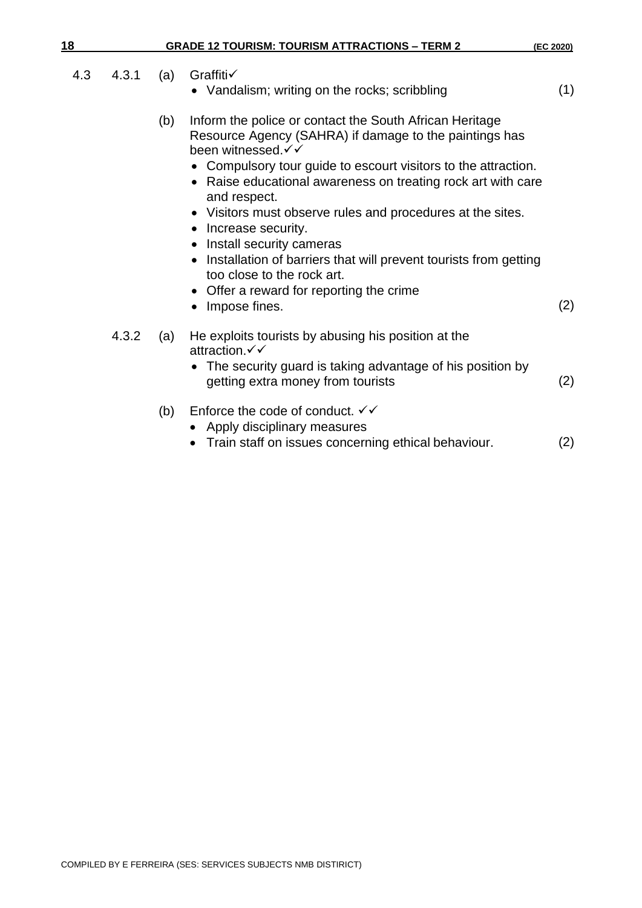4.3 4.3.1 (a) Graffiti✓

- Vandalism; writing on the rocks; scribbling (1)

(b) Inform the police or contact the South African Heritage Resource Agency (SAHRA) if damage to the paintings has been witnessed.✓✓

- Compulsory tour guide to escourt visitors to the attraction.
- Raise educational awareness on treating rock art with care and respect.
- Visitors must observe rules and procedures at the sites.
- Increase security.
- Install security cameras
- Installation of barriers that will prevent tourists from getting too close to the rock art.
- Offer a reward for reporting the crime
- Impose fines. (2)

4.3.2 (a) He exploits tourists by abusing his position at the attraction.✓✓

- The security guard is taking advantage of his position by getting extra money from tourists (2)

(b) Enforce the code of conduct. ✓✓

- Apply disciplinary measures
- Train staff on issues concerning ethical behaviour. (2)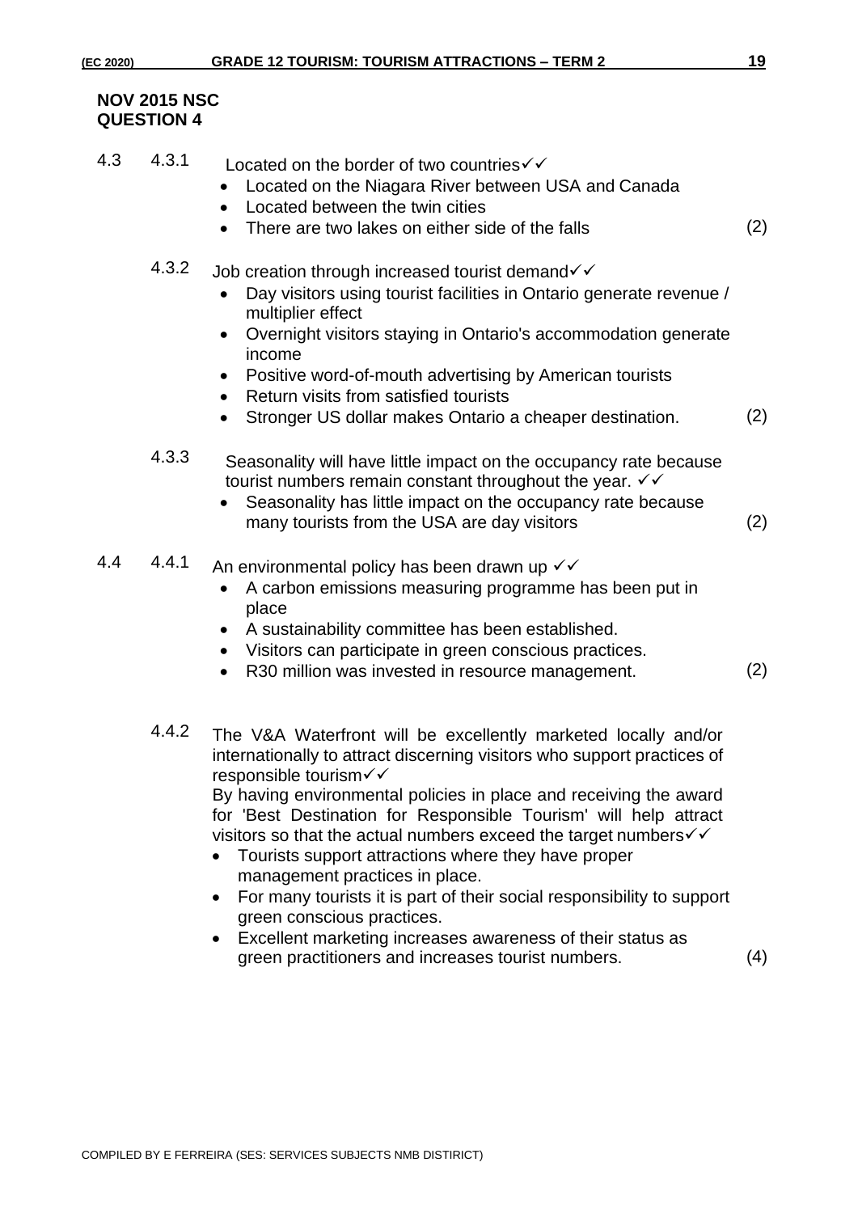**NOV 2015 NSC**
**QUESTION 4**

4.3 4.3.1 Located on the border of two countries✓✓

- Located on the Niagara River between USA and Canada
- Located between the twin cities
- There are two lakes on either side of the falls (2)

4.3.2 Job creation through increased tourist demand✓✓

- Day visitors using tourist facilities in Ontario generate revenue / multiplier effect
- Overnight visitors staying in Ontario's accommodation generate income
- Positive word-of-mouth advertising by American tourists
- Return visits from satisfied tourists
- Stronger US dollar makes Ontario a cheaper destination. (2)

4.3.3 Seasonality will have little impact on the occupancy rate because tourist numbers remain constant throughout the year. ✓✓

- Seasonality has little impact on the occupancy rate because many tourists from the USA are day visitors (2)

4.4 4.4.1 An environmental policy has been drawn up ✓✓

- A carbon emissions measuring programme has been put in place
- A sustainability committee has been established.
- Visitors can participate in green conscious practices.
- R30 million was invested in resource management. (2)

4.4.2 The V&A Waterfront will be excellently marketed locally and/or internationally to attract discerning visitors who support practices of responsible tourism✓✓
By having environmental policies in place and receiving the award for 'Best Destination for Responsible Tourism' will help attract visitors so that the actual numbers exceed the target numbers✓✓

- Tourists support attractions where they have proper management practices in place.
- For many tourists it is part of their social responsibility to support green conscious practices.
- Excellent marketing increases awareness of their status as green practitioners and increases tourist numbers. (4)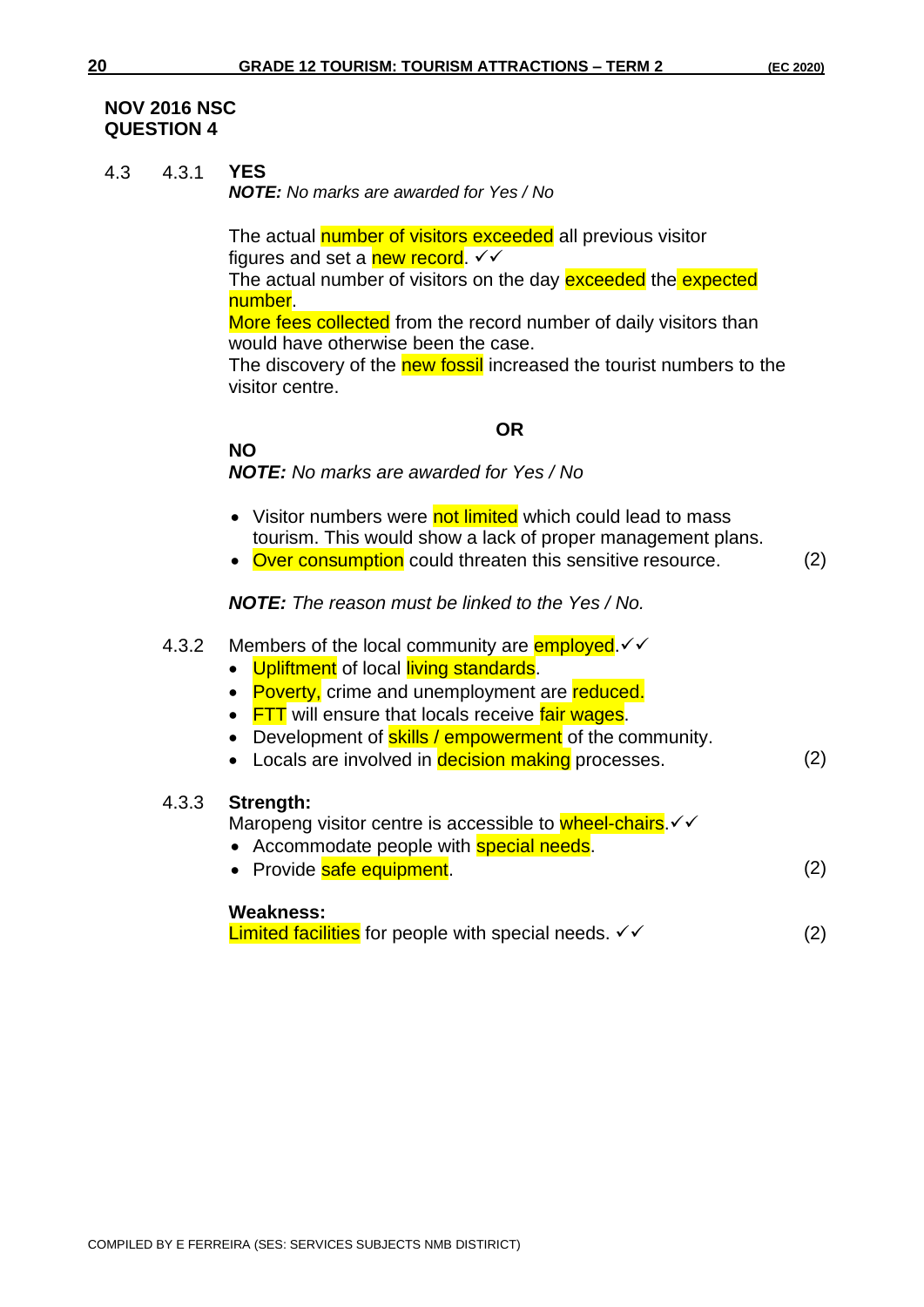**NOV 2016 NSC**
**QUESTION 4**

4.3 4.3.1 **YES**

***NOTE:*** *No marks are awarded for Yes / No*

The actual number of visitors exceeded all previous visitor figures and set a new record. ✓✓
The actual number of visitors on the day exceeded the expected number.
More fees collected from the record number of daily visitors than would have otherwise been the case.
The discovery of the new fossil increased the tourist numbers to the visitor centre.

**OR**

**NO**

***NOTE:*** *No marks are awarded for Yes / No*

- Visitor numbers were not limited which could lead to mass tourism. This would show a lack of proper management plans.
- Over consumption could threaten this sensitive resource. (2)

***NOTE:*** *The reason must be linked to the Yes / No.*

4.3.2 Members of the local community are employed.✓✓

- Upliftment of local living standards.
- Poverty, crime and unemployment are reduced.
- FTT will ensure that locals receive fair wages.
- Development of skills / empowerment of the community.
- Locals are involved in decision making processes. (2)

4.3.3 **Strength:**

Maropeng visitor centre is accessible to wheel-chairs.✓✓

- Accommodate people with special needs.
- Provide safe equipment. (2)

**Weakness:**

Limited facilities for people with special needs. ✓✓ (2)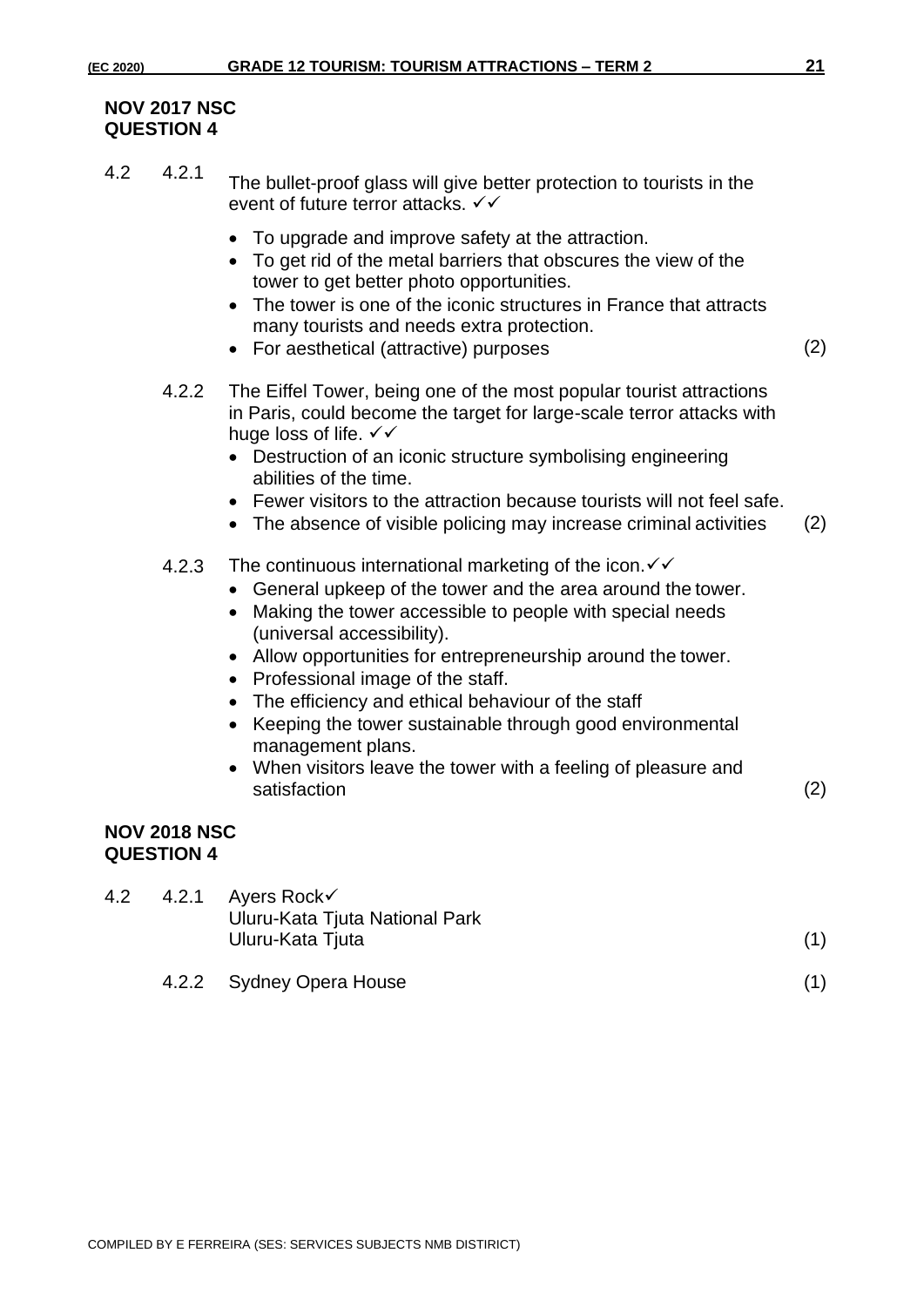**NOV 2017 NSC**
**QUESTION 4**

4.2 4.2.1 The bullet-proof glass will give better protection to tourists in the event of future terror attacks. ✓✓

- To upgrade and improve safety at the attraction.
- To get rid of the metal barriers that obscures the view of the tower to get better photo opportunities.
- The tower is one of the iconic structures in France that attracts many tourists and needs extra protection.
- For aesthetical (attractive) purposes (2)

4.2.2 The Eiffel Tower, being one of the most popular tourist attractions in Paris, could become the target for large-scale terror attacks with huge loss of life. ✓✓

- Destruction of an iconic structure symbolising engineering abilities of the time.
- Fewer visitors to the attraction because tourists will not feel safe.
- The absence of visible policing may increase criminal activities (2)

4.2.3 The continuous international marketing of the icon.✓✓

- General upkeep of the tower and the area around the tower.
- Making the tower accessible to people with special needs (universal accessibility).
- Allow opportunities for entrepreneurship around the tower.
- Professional image of the staff.
- The efficiency and ethical behaviour of the staff
- Keeping the tower sustainable through good environmental management plans.
- When visitors leave the tower with a feeling of pleasure and satisfaction (2)

**NOV 2018 NSC**
**QUESTION 4**

4.2 4.2.1 Ayers Rock✓
Uluru-Kata Tjuta National Park
Uluru-Kata Tjuta (1)

4.2.2 Sydney Opera House (1)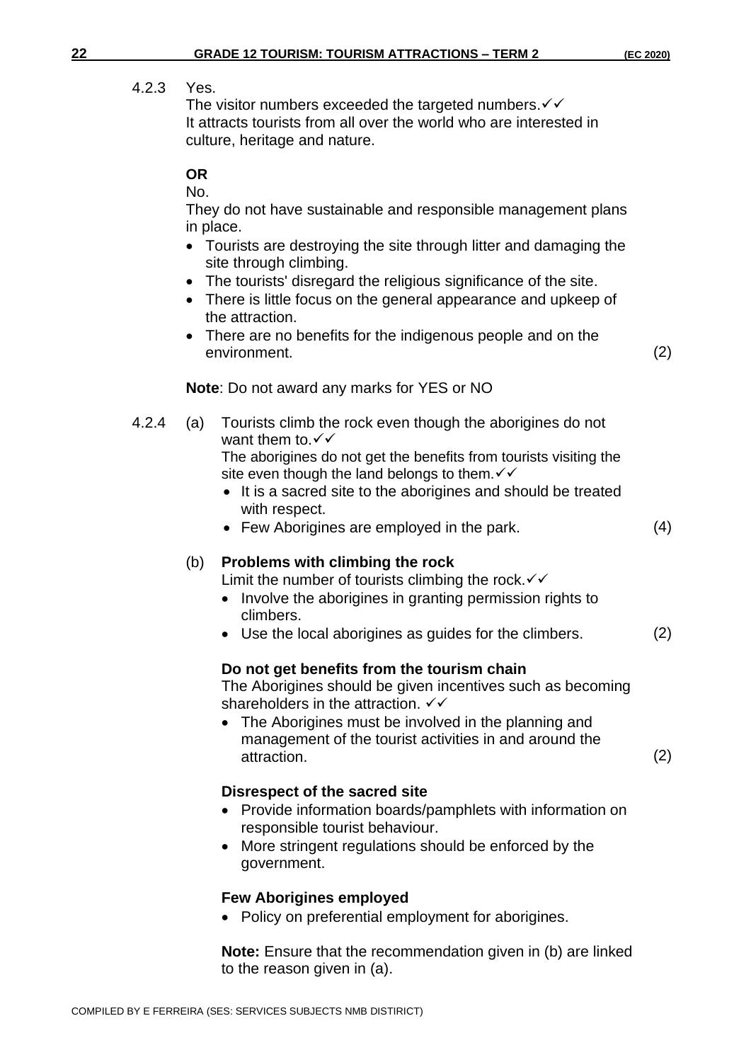4.2.3 Yes.

The visitor numbers exceeded the targeted numbers.✓✓
It attracts tourists from all over the world who are interested in culture, heritage and nature.

**OR**

No.

They do not have sustainable and responsible management plans in place.

- Tourists are destroying the site through litter and damaging the site through climbing.
- The tourists' disregard the religious significance of the site.
- There is little focus on the general appearance and upkeep of the attraction.
- There are no benefits for the indigenous people and on the environment. (2)

**Note**: Do not award any marks for YES or NO

4.2.4 (a) Tourists climb the rock even though the aborigines do not want them to.✓✓
The aborigines do not get the benefits from tourists visiting the site even though the land belongs to them.✓✓

- It is a sacred site to the aborigines and should be treated with respect.
- Few Aborigines are employed in the park. (4)

(b) **Problems with climbing the rock**

Limit the number of tourists climbing the rock.✓✓

- Involve the aborigines in granting permission rights to climbers.
- Use the local aborigines as guides for the climbers. (2)

**Do not get benefits from the tourism chain**

The Aborigines should be given incentives such as becoming shareholders in the attraction. ✓✓

- The Aborigines must be involved in the planning and management of the tourist activities in and around the attraction. (2)

**Disrespect of the sacred site**

- Provide information boards/pamphlets with information on responsible tourist behaviour.
- More stringent regulations should be enforced by the government.

**Few Aborigines employed**

- Policy on preferential employment for aborigines.

**Note:** Ensure that the recommendation given in (b) are linked to the reason given in (a).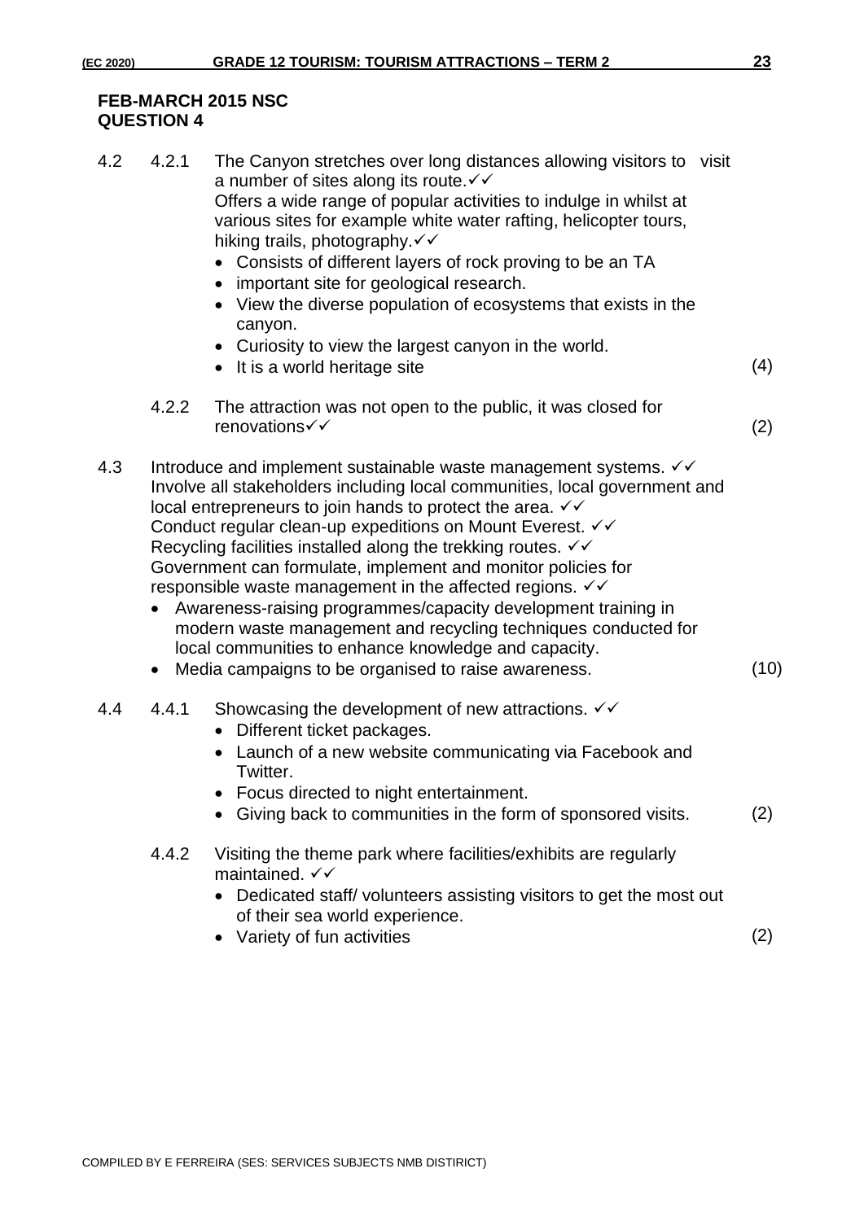**FEB-MARCH 2015 NSC**
**QUESTION 4**

4.2 4.2.1 The Canyon stretches over long distances allowing visitors to visit a number of sites along its route.✓✓
Offers a wide range of popular activities to indulge in whilst at various sites for example white water rafting, helicopter tours, hiking trails, photography.✓✓

- Consists of different layers of rock proving to be an TA
- important site for geological research.
- View the diverse population of ecosystems that exists in the canyon.
- Curiosity to view the largest canyon in the world.
- It is a world heritage site (4)

4.2.2 The attraction was not open to the public, it was closed for renovations✓✓ (2)

4.3 Introduce and implement sustainable waste management systems. ✓✓
Involve all stakeholders including local communities, local government and local entrepreneurs to join hands to protect the area. ✓✓
Conduct regular clean-up expeditions on Mount Everest. ✓✓
Recycling facilities installed along the trekking routes. ✓✓
Government can formulate, implement and monitor policies for responsible waste management in the affected regions. ✓✓

- Awareness-raising programmes/capacity development training in modern waste management and recycling techniques conducted for local communities to enhance knowledge and capacity.
- Media campaigns to be organised to raise awareness. (10)

4.4 4.4.1 Showcasing the development of new attractions. ✓✓

- Different ticket packages.
- Launch of a new website communicating via Facebook and Twitter.
- Focus directed to night entertainment.
- Giving back to communities in the form of sponsored visits. (2)

4.4.2 Visiting the theme park where facilities/exhibits are regularly maintained. ✓✓

- Dedicated staff/ volunteers assisting visitors to get the most out of their sea world experience.
- Variety of fun activities (2)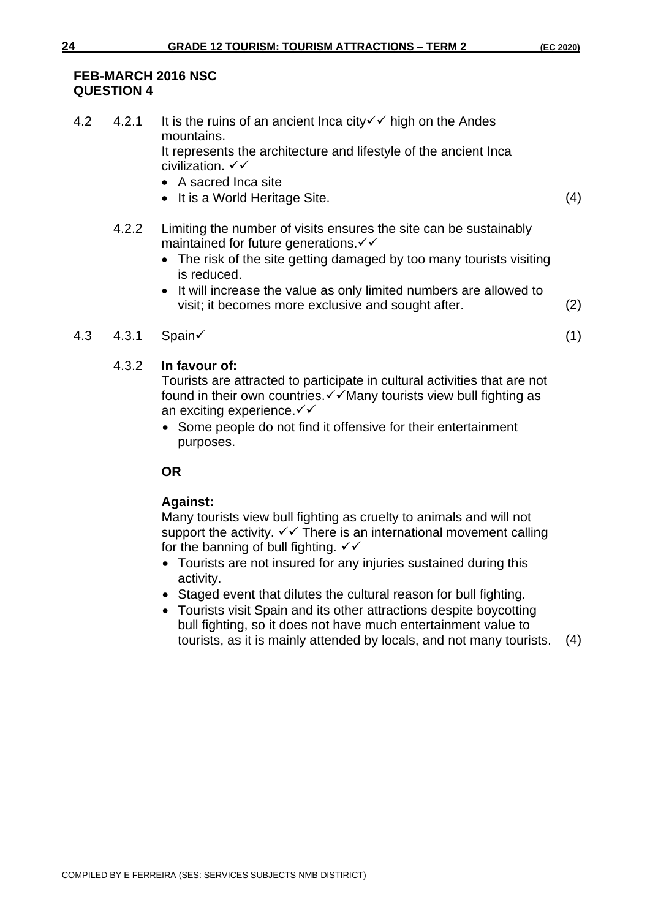**FEB-MARCH 2016 NSC**
**QUESTION 4**

4.2 4.2.1 It is the ruins of an ancient Inca city✓✓ high on the Andes mountains.
It represents the architecture and lifestyle of the ancient Inca civilization. ✓✓

- A sacred Inca site
- It is a World Heritage Site. (4)

4.2.2 Limiting the number of visits ensures the site can be sustainably maintained for future generations.✓✓

- The risk of the site getting damaged by too many tourists visiting is reduced.
- It will increase the value as only limited numbers are allowed to visit; it becomes more exclusive and sought after. (2)

4.3 4.3.1 Spain✓ (1)

4.3.2 **In favour of:**
Tourists are attracted to participate in cultural activities that are not found in their own countries.✓✓Many tourists view bull fighting as an exciting experience.✓✓

- Some people do not find it offensive for their entertainment purposes.

**OR**

**Against:**
Many tourists view bull fighting as cruelty to animals and will not support the activity. ✓✓ There is an international movement calling for the banning of bull fighting. ✓✓

- Tourists are not insured for any injuries sustained during this activity.
- Staged event that dilutes the cultural reason for bull fighting.
- Tourists visit Spain and its other attractions despite boycotting bull fighting, so it does not have much entertainment value to tourists, as it is mainly attended by locals, and not many tourists. (4)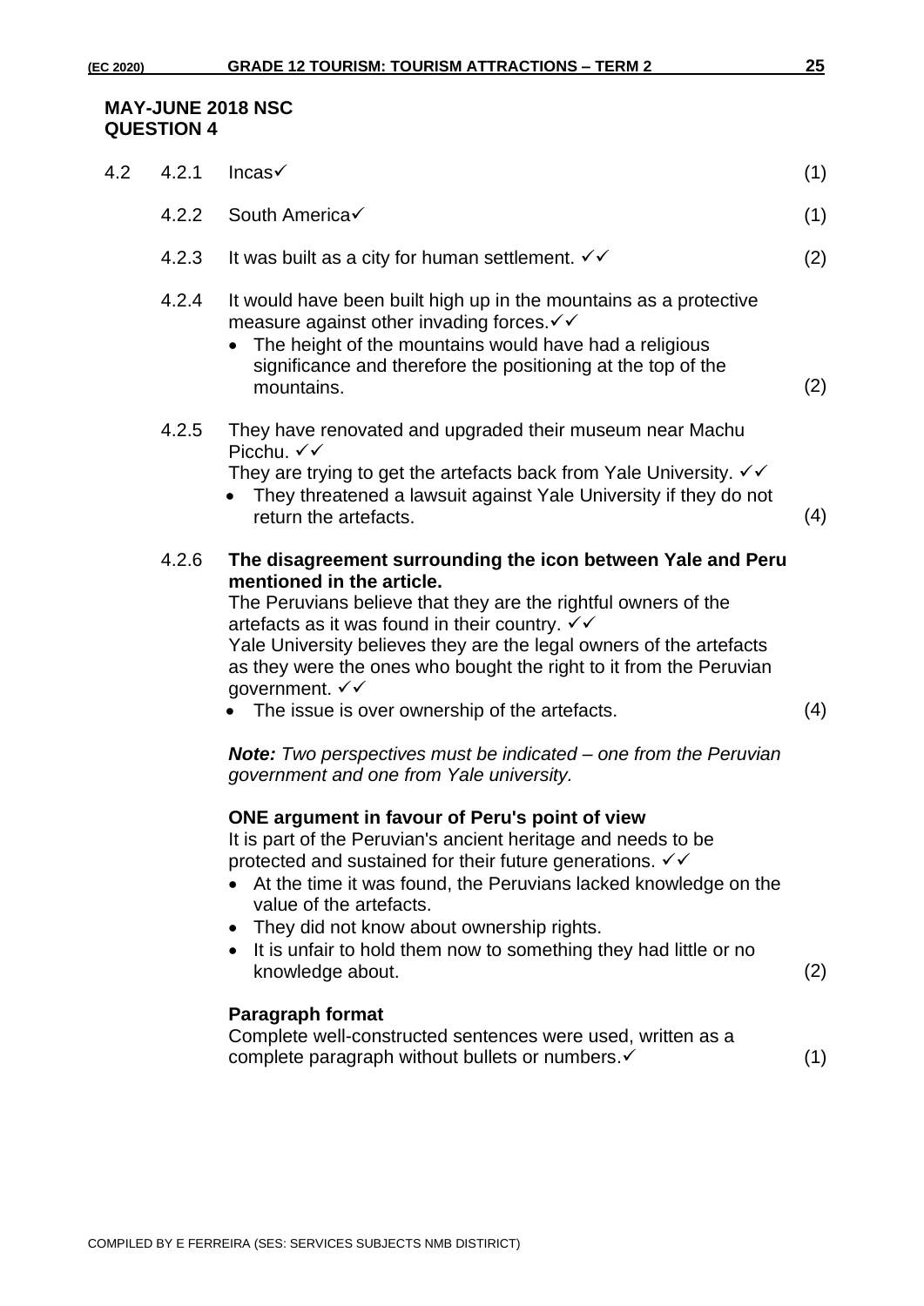**MAY-JUNE 2018 NSC**
**QUESTION 4**

| | | | |
|---|---|---|---|
| 4.2 | 4.2.1 | Incas✓ | (1) |
| | 4.2.2 | South America✓ | (1) |
| | 4.2.3 | It was built as a city for human settlement. ✓✓ | (2) |
| | 4.2.4 | It would have been built high up in the mountains as a protective measure against other invading forces.✓✓<br>• The height of the mountains would have had a religious significance and therefore the positioning at the top of the mountains. | (2) |
| | 4.2.5 | They have renovated and upgraded their museum near Machu Picchu. ✓✓<br>They are trying to get the artefacts back from Yale University. ✓✓<br>• They threatened a lawsuit against Yale University if they do not return the artefacts. | (4) |
| | 4.2.6 | **The disagreement surrounding the icon between Yale and Peru mentioned in the article.**<br>The Peruvians believe that they are the rightful owners of the artefacts as it was found in their country. ✓✓<br>Yale University believes they are the legal owners of the artefacts as they were the ones who bought the right to it from the Peruvian government. ✓✓<br>• The issue is over ownership of the artefacts. | (4) |
| | | ***Note:*** *Two perspectives must be indicated – one from the Peruvian government and one from Yale university.* | |
| | | **ONE argument in favour of Peru's point of view**<br>It is part of the Peruvian's ancient heritage and needs to be protected and sustained for their future generations. ✓✓<br>• At the time it was found, the Peruvians lacked knowledge on the value of the artefacts.<br>• They did not know about ownership rights.<br>• It is unfair to hold them now to something they had little or no knowledge about. | (2) |
| | | **Paragraph format**<br>Complete well-constructed sentences were used, written as a complete paragraph without bullets or numbers.✓ | (1) |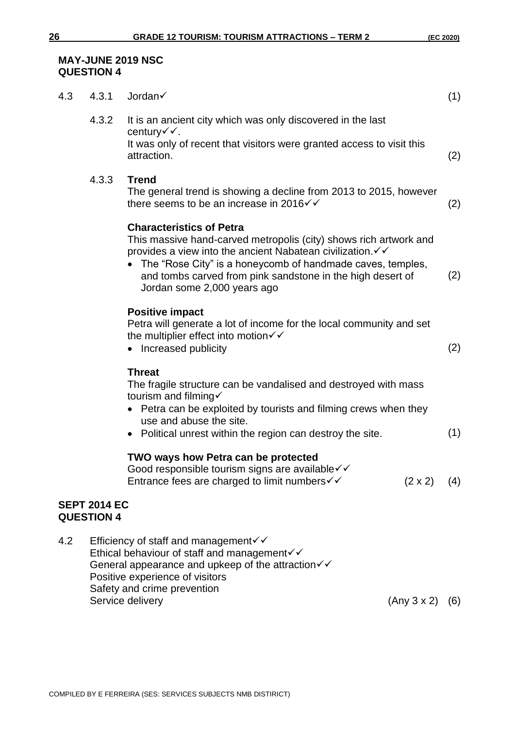**MAY-JUNE 2019 NSC**
**QUESTION 4**

4.3 4.3.1 Jordan✓ (1)

4.3.2 It is an ancient city which was only discovered in the last century✓✓.
It was only of recent that visitors were granted access to visit this attraction. (2)

4.3.3 **Trend**
The general trend is showing a decline from 2013 to 2015, however there seems to be an increase in 2016✓✓ (2)

**Characteristics of Petra**
This massive hand-carved metropolis (city) shows rich artwork and provides a view into the ancient Nabatean civilization.✓✓

- The "Rose City" is a honeycomb of handmade caves, temples, and tombs carved from pink sandstone in the high desert of Jordan some 2,000 years ago (2)

**Positive impact**
Petra will generate a lot of income for the local community and set the multiplier effect into motion✓✓

- Increased publicity (2)

**Threat**
The fragile structure can be vandalised and destroyed with mass tourism and filming✓

- Petra can be exploited by tourists and filming crews when they use and abuse the site.
- Political unrest within the region can destroy the site. (1)

**TWO ways how Petra can be protected**
Good responsible tourism signs are available✓✓
Entrance fees are charged to limit numbers✓✓ (2 x 2) (4)

**SEPT 2014 EC**
**QUESTION 4**

4.2 Efficiency of staff and management✓✓
Ethical behaviour of staff and management✓✓
General appearance and upkeep of the attraction✓✓
Positive experience of visitors
Safety and crime prevention
Service delivery (Any 3 x 2) (6)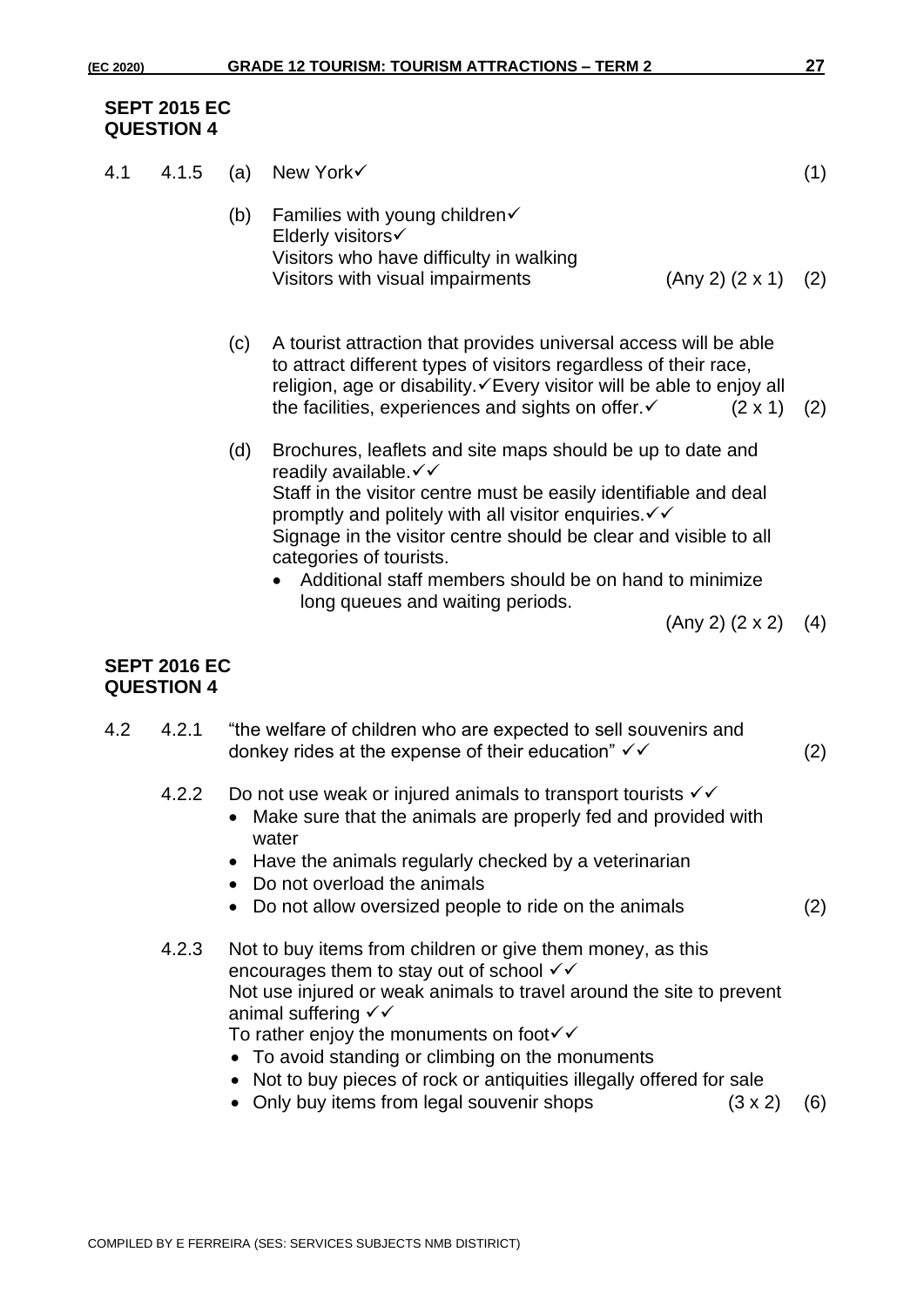**SEPT 2015 EC**
**QUESTION 4**

4.1 4.1.5 (a) New York✓ (1)

(b) Families with young children✓
Elderly visitors✓
Visitors who have difficulty in walking
Visitors with visual impairments (Any 2) (2 x 1) (2)

(c) A tourist attraction that provides universal access will be able to attract different types of visitors regardless of their race, religion, age or disability.✓Every visitor will be able to enjoy all the facilities, experiences and sights on offer.✓ (2 x 1) (2)

(d) Brochures, leaflets and site maps should be up to date and readily available.✓✓
Staff in the visitor centre must be easily identifiable and deal promptly and politely with all visitor enquiries.✓✓
Signage in the visitor centre should be clear and visible to all categories of tourists.

- Additional staff members should be on hand to minimize long queues and waiting periods.

(Any 2) (2 x 2) (4)

**SEPT 2016 EC**
**QUESTION 4**

4.2 4.2.1 "the welfare of children who are expected to sell souvenirs and donkey rides at the expense of their education" ✓✓ (2)

4.2.2 Do not use weak or injured animals to transport tourists ✓✓

- Make sure that the animals are properly fed and provided with water
- Have the animals regularly checked by a veterinarian
- Do not overload the animals
- Do not allow oversized people to ride on the animals (2)

4.2.3 Not to buy items from children or give them money, as this encourages them to stay out of school ✓✓
Not use injured or weak animals to travel around the site to prevent animal suffering ✓✓
To rather enjoy the monuments on foot✓✓

- To avoid standing or climbing on the monuments
- Not to buy pieces of rock or antiquities illegally offered for sale
- Only buy items from legal souvenir shops (3 x 2) (6)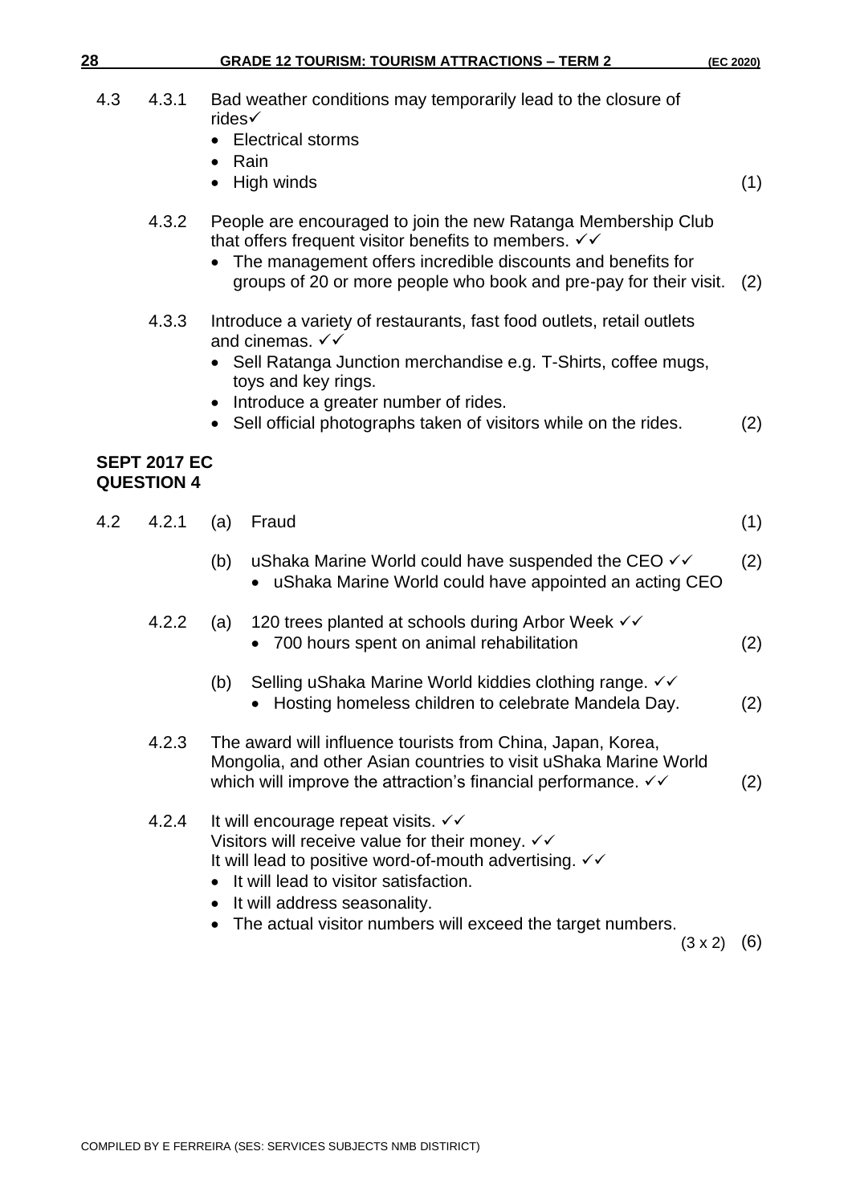4.3 4.3.1 Bad weather conditions may temporarily lead to the closure of rides✓

- Electrical storms
- Rain
- High winds (1)

4.3.2 People are encouraged to join the new Ratanga Membership Club that offers frequent visitor benefits to members. ✓✓

- The management offers incredible discounts and benefits for groups of 20 or more people who book and pre-pay for their visit. (2)

4.3.3 Introduce a variety of restaurants, fast food outlets, retail outlets and cinemas. ✓✓

- Sell Ratanga Junction merchandise e.g. T-Shirts, coffee mugs, toys and key rings.
- Introduce a greater number of rides.
- Sell official photographs taken of visitors while on the rides. (2)

**SEPT 2017 EC**
**QUESTION 4**

4.2 4.2.1 (a) Fraud (1)

(b) uShaka Marine World could have suspended the CEO ✓✓ (2)

- uShaka Marine World could have appointed an acting CEO

4.2.2 (a) 120 trees planted at schools during Arbor Week ✓✓

- 700 hours spent on animal rehabilitation (2)

(b) Selling uShaka Marine World kiddies clothing range. ✓✓

- Hosting homeless children to celebrate Mandela Day. (2)

4.2.3 The award will influence tourists from China, Japan, Korea, Mongolia, and other Asian countries to visit uShaka Marine World which will improve the attraction's financial performance. ✓✓ (2)

4.2.4 It will encourage repeat visits. ✓✓
Visitors will receive value for their money. ✓✓
It will lead to positive word-of-mouth advertising. ✓✓

- It will lead to visitor satisfaction.
- It will address seasonality.
- The actual visitor numbers will exceed the target numbers.

(3 x 2) (6)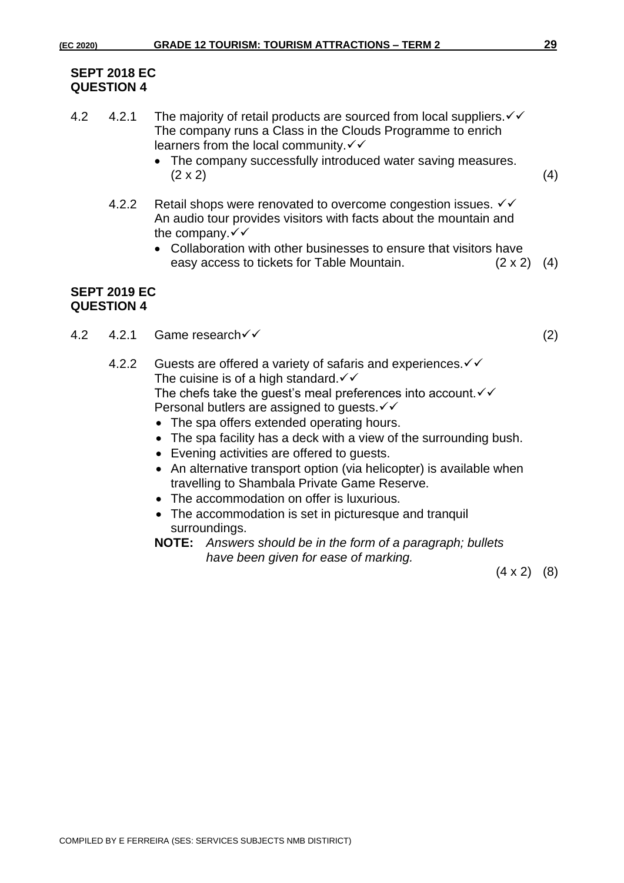**SEPT 2018 EC**
**QUESTION 4**

4.2 4.2.1 The majority of retail products are sourced from local suppliers.✓✓
The company runs a Class in the Clouds Programme to enrich learners from the local community.✓✓

- The company successfully introduced water saving measures. (2 x 2) (4)

4.2.2 Retail shops were renovated to overcome congestion issues. ✓✓
An audio tour provides visitors with facts about the mountain and the company.✓✓

- Collaboration with other businesses to ensure that visitors have easy access to tickets for Table Mountain. (2 x 2) (4)

**SEPT 2019 EC**
**QUESTION 4**

4.2 4.2.1 Game research✓✓ (2)

4.2.2 Guests are offered a variety of safaris and experiences.✓✓
The cuisine is of a high standard.✓✓
The chefs take the guest's meal preferences into account.✓✓
Personal butlers are assigned to guests.✓✓

- The spa offers extended operating hours.
- The spa facility has a deck with a view of the surrounding bush.
- Evening activities are offered to guests.
- An alternative transport option (via helicopter) is available when travelling to Shambala Private Game Reserve.
- The accommodation on offer is luxurious.
- The accommodation is set in picturesque and tranquil surroundings.

**NOTE:** *Answers should be in the form of a paragraph; bullets have been given for ease of marking.*

(4 x 2) (8)